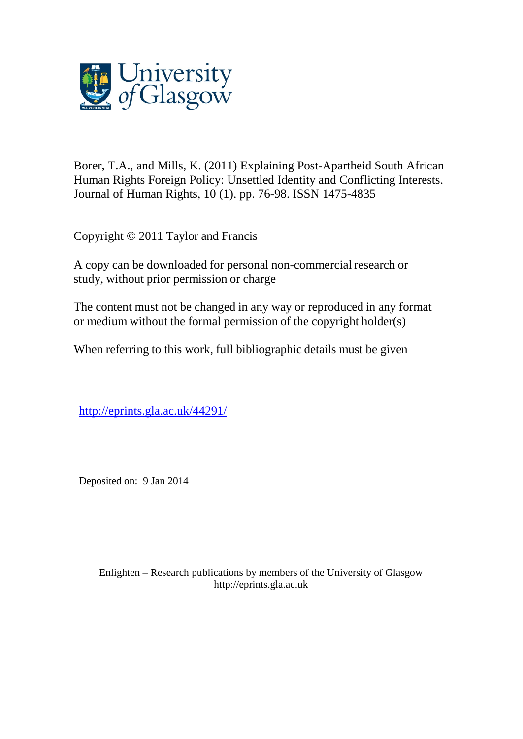University of Glasgow

Borer, T.A., and Mills, K. (2011) Explaining Post-Apartheid South African Human Rights Foreign Policy: Unsettled Identity and Conflicting Interests. Journal of Human Rights, 10 (1). pp. 76-98. ISSN 1475-4835

Copyright © 2011 Taylor and Francis

A copy can be downloaded for personal non-commercial research or study, without prior permission or charge

The content must not be changed in any way or reproduced in any format or medium without the formal permission of the copyright holder(s)

When referring to this work, full bibliographic details must be given

http://eprints.gla.ac.uk/44291/

Deposited on: 9 Jan 2014

Enlighten – Research publications by members of the University of Glasgow
http://eprints.gla.ac.uk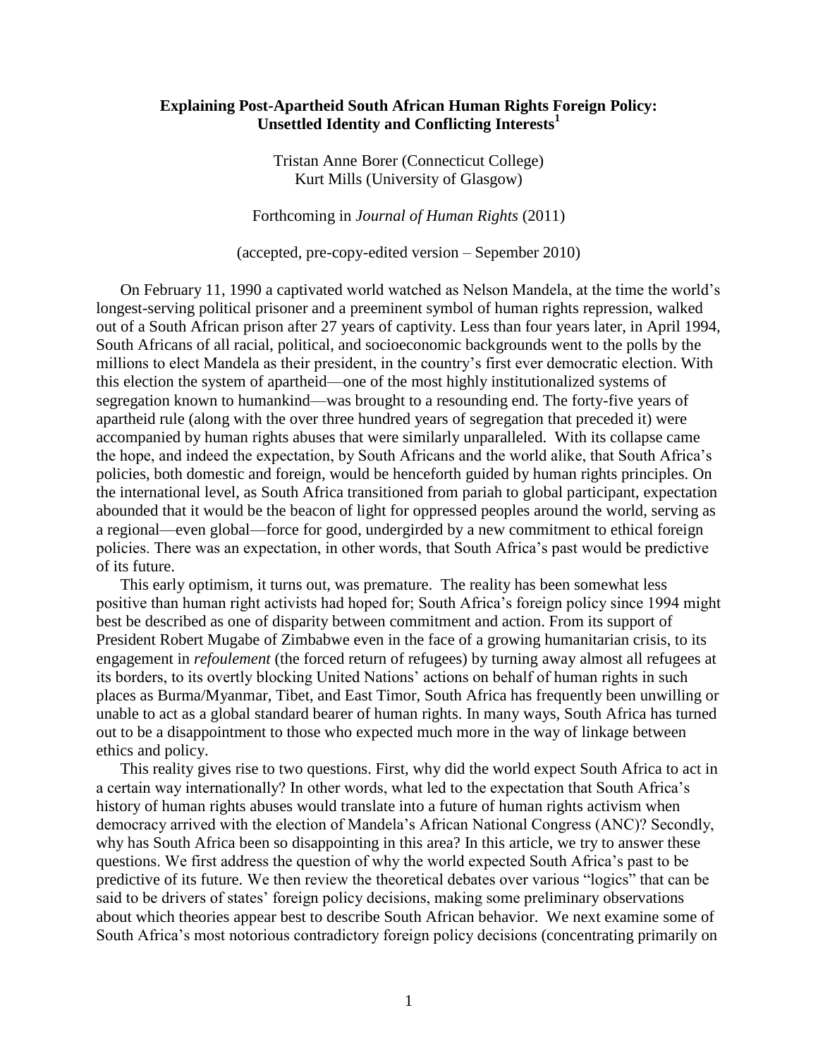# Explaining Post-Apartheid South African Human Rights Foreign Policy: Unsettled Identity and Conflicting Interests[1]

Tristan Anne Borer (Connecticut College)
Kurt Mills (University of Glasgow)

Forthcoming in *Journal of Human Rights* (2011)

(accepted, pre-copy-edited version – Sepember 2010)

On February 11, 1990 a captivated world watched as Nelson Mandela, at the time the world's longest-serving political prisoner and a preeminent symbol of human rights repression, walked out of a South African prison after 27 years of captivity. Less than four years later, in April 1994, South Africans of all racial, political, and socioeconomic backgrounds went to the polls by the millions to elect Mandela as their president, in the country's first ever democratic election. With this election the system of apartheid—one of the most highly institutionalized systems of segregation known to humankind—was brought to a resounding end. The forty-five years of apartheid rule (along with the over three hundred years of segregation that preceded it) were accompanied by human rights abuses that were similarly unparalleled. With its collapse came the hope, and indeed the expectation, by South Africans and the world alike, that South Africa's policies, both domestic and foreign, would be henceforth guided by human rights principles. On the international level, as South Africa transitioned from pariah to global participant, expectation abounded that it would be the beacon of light for oppressed peoples around the world, serving as a regional—even global—force for good, undergirded by a new commitment to ethical foreign policies. There was an expectation, in other words, that South Africa's past would be predictive of its future.

This early optimism, it turns out, was premature. The reality has been somewhat less positive than human right activists had hoped for; South Africa's foreign policy since 1994 might best be described as one of disparity between commitment and action. From its support of President Robert Mugabe of Zimbabwe even in the face of a growing humanitarian crisis, to its engagement in *refoulement* (the forced return of refugees) by turning away almost all refugees at its borders, to its overtly blocking United Nations' actions on behalf of human rights in such places as Burma/Myanmar, Tibet, and East Timor, South Africa has frequently been unwilling or unable to act as a global standard bearer of human rights. In many ways, South Africa has turned out to be a disappointment to those who expected much more in the way of linkage between ethics and policy.

This reality gives rise to two questions. First, why did the world expect South Africa to act in a certain way internationally? In other words, what led to the expectation that South Africa's history of human rights abuses would translate into a future of human rights activism when democracy arrived with the election of Mandela's African National Congress (ANC)? Secondly, why has South Africa been so disappointing in this area? In this article, we try to answer these questions. We first address the question of why the world expected South Africa's past to be predictive of its future. We then review the theoretical debates over various "logics" that can be said to be drivers of states' foreign policy decisions, making some preliminary observations about which theories appear best to describe South African behavior. We next examine some of South Africa's most notorious contradictory foreign policy decisions (concentrating primarily on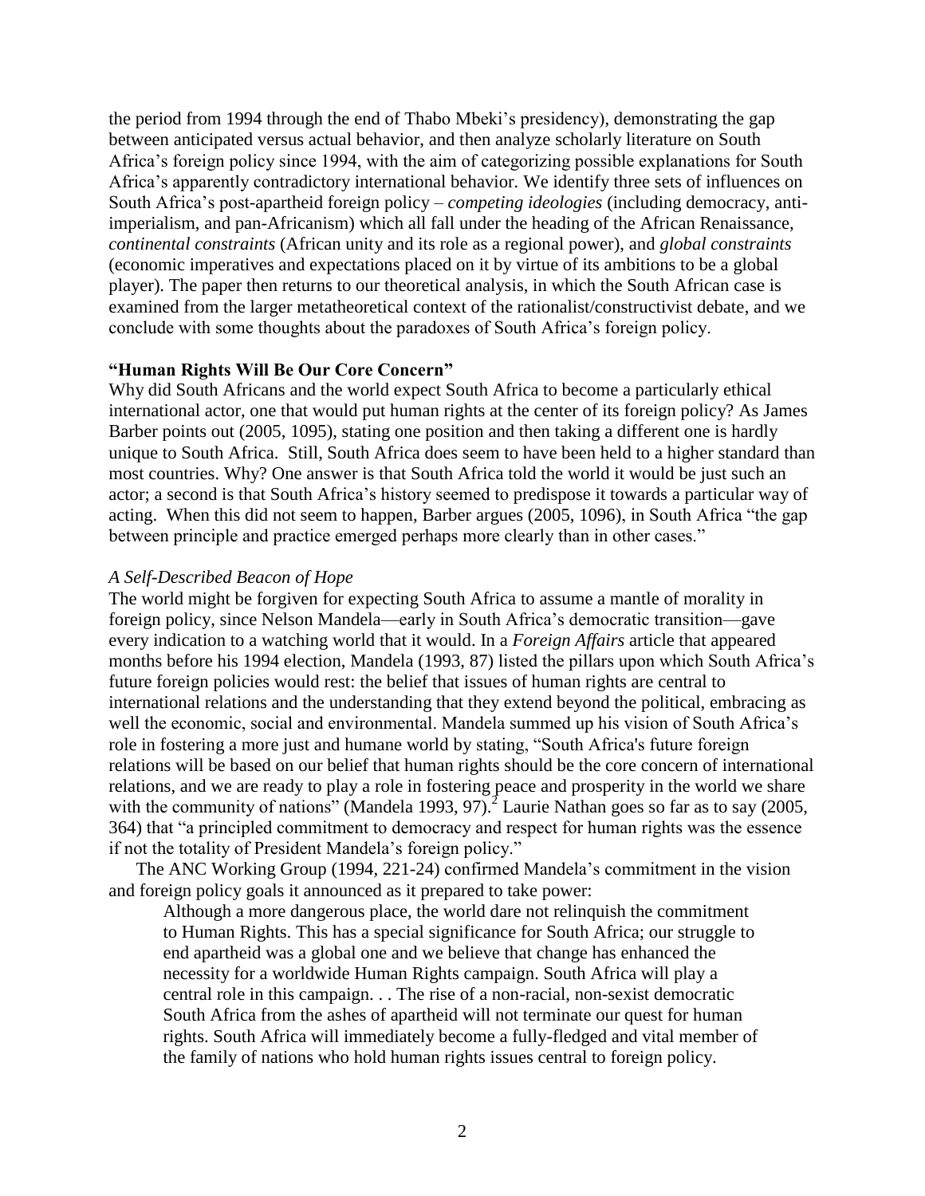the period from 1994 through the end of Thabo Mbeki's presidency), demonstrating the gap between anticipated versus actual behavior, and then analyze scholarly literature on South Africa's foreign policy since 1994, with the aim of categorizing possible explanations for South Africa's apparently contradictory international behavior. We identify three sets of influences on South Africa's post-apartheid foreign policy – *competing ideologies* (including democracy, anti-imperialism, and pan-Africanism) which all fall under the heading of the African Renaissance, *continental constraints* (African unity and its role as a regional power), and *global constraints* (economic imperatives and expectations placed on it by virtue of its ambitions to be a global player). The paper then returns to our theoretical analysis, in which the South African case is examined from the larger metatheoretical context of the rationalist/constructivist debate, and we conclude with some thoughts about the paradoxes of South Africa's foreign policy.

## "Human Rights Will Be Our Core Concern"

Why did South Africans and the world expect South Africa to become a particularly ethical international actor, one that would put human rights at the center of its foreign policy? As James Barber points out (2005, 1095), stating one position and then taking a different one is hardly unique to South Africa. Still, South Africa does seem to have been held to a higher standard than most countries. Why? One answer is that South Africa told the world it would be just such an actor; a second is that South Africa's history seemed to predispose it towards a particular way of acting. When this did not seem to happen, Barber argues (2005, 1096), in South Africa "the gap between principle and practice emerged perhaps more clearly than in other cases."

### *A Self-Described Beacon of Hope*

The world might be forgiven for expecting South Africa to assume a mantle of morality in foreign policy, since Nelson Mandela—early in South Africa's democratic transition—gave every indication to a watching world that it would. In a *Foreign Affairs* article that appeared months before his 1994 election, Mandela (1993, 87) listed the pillars upon which South Africa's future foreign policies would rest: the belief that issues of human rights are central to international relations and the understanding that they extend beyond the political, embracing as well the economic, social and environmental. Mandela summed up his vision of South Africa's role in fostering a more just and humane world by stating, "South Africa's future foreign relations will be based on our belief that human rights should be the core concern of international relations, and we are ready to play a role in fostering peace and prosperity in the world we share with the community of nations" (Mandela 1993, 97).[2] Laurie Nathan goes so far as to say (2005, 364) that "a principled commitment to democracy and respect for human rights was the essence if not the totality of President Mandela's foreign policy."

The ANC Working Group (1994, 221-24) confirmed Mandela's commitment in the vision and foreign policy goals it announced as it prepared to take power:

> Although a more dangerous place, the world dare not relinquish the commitment to Human Rights. This has a special significance for South Africa; our struggle to end apartheid was a global one and we believe that change has enhanced the necessity for a worldwide Human Rights campaign. South Africa will play a central role in this campaign. . . The rise of a non-racial, non-sexist democratic South Africa from the ashes of apartheid will not terminate our quest for human rights. South Africa will immediately become a fully-fledged and vital member of the family of nations who hold human rights issues central to foreign policy.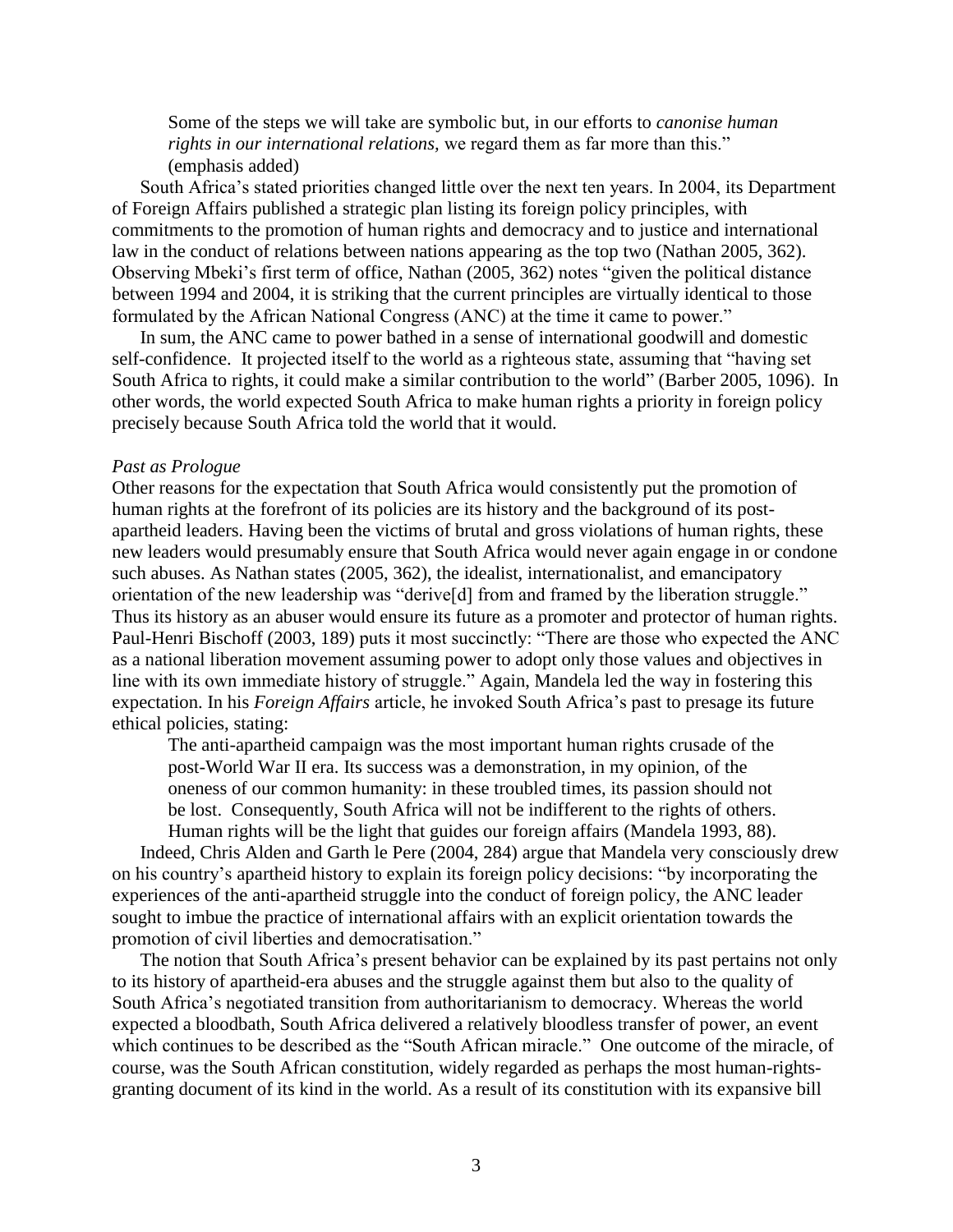> Some of the steps we will take are symbolic but, in our efforts to *canonise human rights in our international relations*, we regard them as far more than this." (emphasis added)

South Africa's stated priorities changed little over the next ten years. In 2004, its Department of Foreign Affairs published a strategic plan listing its foreign policy principles, with commitments to the promotion of human rights and democracy and to justice and international law in the conduct of relations between nations appearing as the top two (Nathan 2005, 362). Observing Mbeki's first term of office, Nathan (2005, 362) notes "given the political distance between 1994 and 2004, it is striking that the current principles are virtually identical to those formulated by the African National Congress (ANC) at the time it came to power."

In sum, the ANC came to power bathed in a sense of international goodwill and domestic self-confidence. It projected itself to the world as a righteous state, assuming that "having set South Africa to rights, it could make a similar contribution to the world" (Barber 2005, 1096). In other words, the world expected South Africa to make human rights a priority in foreign policy precisely because South Africa told the world that it would.

### *Past as Prologue*

Other reasons for the expectation that South Africa would consistently put the promotion of human rights at the forefront of its policies are its history and the background of its post-apartheid leaders. Having been the victims of brutal and gross violations of human rights, these new leaders would presumably ensure that South Africa would never again engage in or condone such abuses. As Nathan states (2005, 362), the idealist, internationalist, and emancipatory orientation of the new leadership was "derive[d] from and framed by the liberation struggle." Thus its history as an abuser would ensure its future as a promoter and protector of human rights. Paul-Henri Bischoff (2003, 189) puts it most succinctly: "There are those who expected the ANC as a national liberation movement assuming power to adopt only those values and objectives in line with its own immediate history of struggle." Again, Mandela led the way in fostering this expectation. In his *Foreign Affairs* article, he invoked South Africa's past to presage its future ethical policies, stating:

> The anti-apartheid campaign was the most important human rights crusade of the post-World War II era. Its success was a demonstration, in my opinion, of the oneness of our common humanity: in these troubled times, its passion should not be lost. Consequently, South Africa will not be indifferent to the rights of others. Human rights will be the light that guides our foreign affairs (Mandela 1993, 88).

Indeed, Chris Alden and Garth le Pere (2004, 284) argue that Mandela very consciously drew on his country's apartheid history to explain its foreign policy decisions: "by incorporating the experiences of the anti-apartheid struggle into the conduct of foreign policy, the ANC leader sought to imbue the practice of international affairs with an explicit orientation towards the promotion of civil liberties and democratisation."

The notion that South Africa's present behavior can be explained by its past pertains not only to its history of apartheid-era abuses and the struggle against them but also to the quality of South Africa's negotiated transition from authoritarianism to democracy. Whereas the world expected a bloodbath, South Africa delivered a relatively bloodless transfer of power, an event which continues to be described as the "South African miracle." One outcome of the miracle, of course, was the South African constitution, widely regarded as perhaps the most human-rights-granting document of its kind in the world. As a result of its constitution with its expansive bill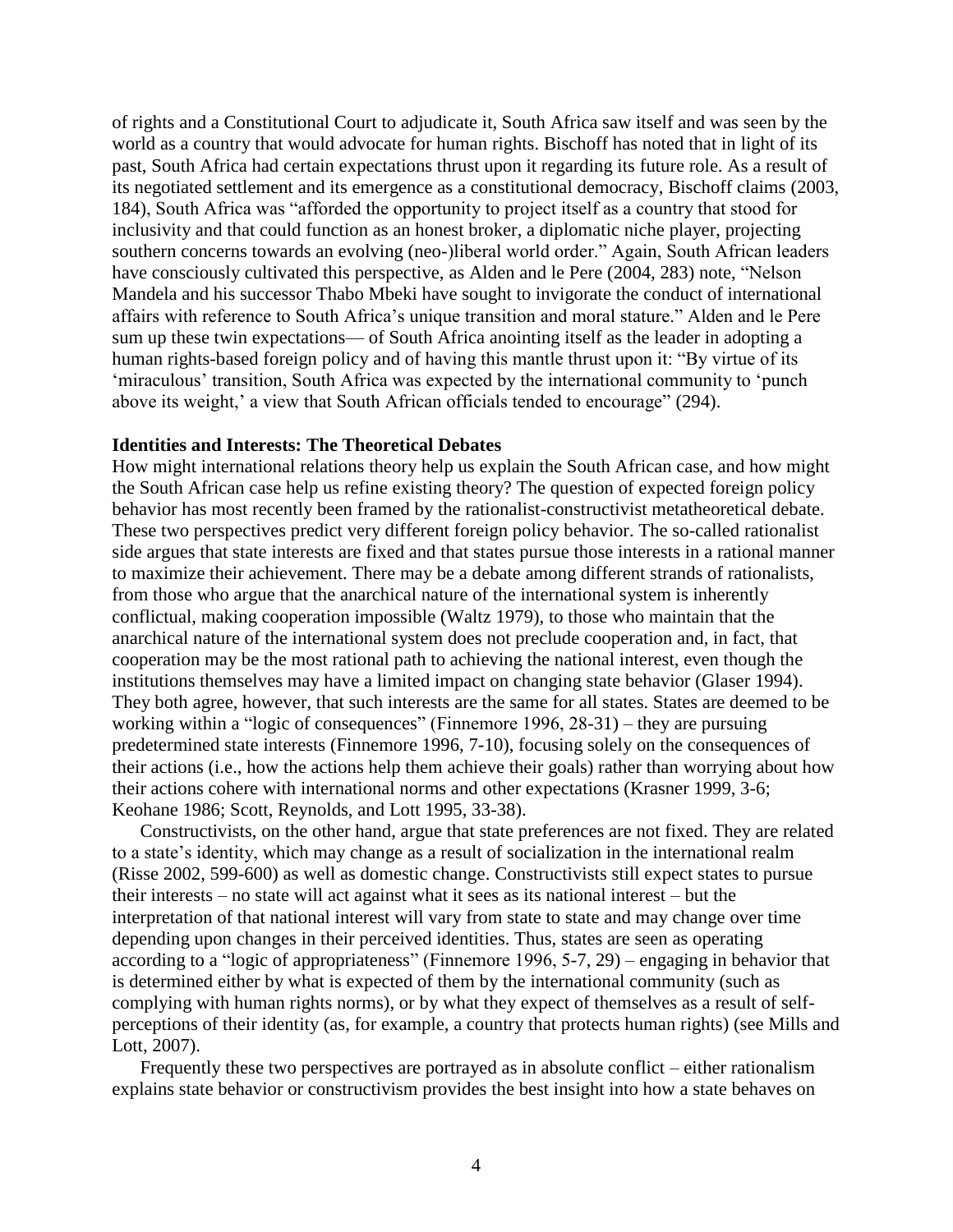of rights and a Constitutional Court to adjudicate it, South Africa saw itself and was seen by the world as a country that would advocate for human rights. Bischoff has noted that in light of its past, South Africa had certain expectations thrust upon it regarding its future role. As a result of its negotiated settlement and its emergence as a constitutional democracy, Bischoff claims (2003, 184), South Africa was "afforded the opportunity to project itself as a country that stood for inclusivity and that could function as an honest broker, a diplomatic niche player, projecting southern concerns towards an evolving (neo-)liberal world order." Again, South African leaders have consciously cultivated this perspective, as Alden and le Pere (2004, 283) note, "Nelson Mandela and his successor Thabo Mbeki have sought to invigorate the conduct of international affairs with reference to South Africa's unique transition and moral stature." Alden and le Pere sum up these twin expectations— of South Africa anointing itself as the leader in adopting a human rights-based foreign policy and of having this mantle thrust upon it: "By virtue of its 'miraculous' transition, South Africa was expected by the international community to 'punch above its weight,' a view that South African officials tended to encourage" (294).

**Identities and Interests: The Theoretical Debates**

How might international relations theory help us explain the South African case, and how might the South African case help us refine existing theory? The question of expected foreign policy behavior has most recently been framed by the rationalist-constructivist metatheoretical debate. These two perspectives predict very different foreign policy behavior. The so-called rationalist side argues that state interests are fixed and that states pursue those interests in a rational manner to maximize their achievement. There may be a debate among different strands of rationalists, from those who argue that the anarchical nature of the international system is inherently conflictual, making cooperation impossible (Waltz 1979), to those who maintain that the anarchical nature of the international system does not preclude cooperation and, in fact, that cooperation may be the most rational path to achieving the national interest, even though the institutions themselves may have a limited impact on changing state behavior (Glaser 1994). They both agree, however, that such interests are the same for all states. States are deemed to be working within a "logic of consequences" (Finnemore 1996, 28-31) – they are pursuing predetermined state interests (Finnemore 1996, 7-10), focusing solely on the consequences of their actions (i.e., how the actions help them achieve their goals) rather than worrying about how their actions cohere with international norms and other expectations (Krasner 1999, 3-6; Keohane 1986; Scott, Reynolds, and Lott 1995, 33-38).

Constructivists, on the other hand, argue that state preferences are not fixed. They are related to a state's identity, which may change as a result of socialization in the international realm (Risse 2002, 599-600) as well as domestic change. Constructivists still expect states to pursue their interests – no state will act against what it sees as its national interest – but the interpretation of that national interest will vary from state to state and may change over time depending upon changes in their perceived identities. Thus, states are seen as operating according to a "logic of appropriateness" (Finnemore 1996, 5-7, 29) – engaging in behavior that is determined either by what is expected of them by the international community (such as complying with human rights norms), or by what they expect of themselves as a result of self-perceptions of their identity (as, for example, a country that protects human rights) (see Mills and Lott, 2007).

Frequently these two perspectives are portrayed as in absolute conflict – either rationalism explains state behavior or constructivism provides the best insight into how a state behaves on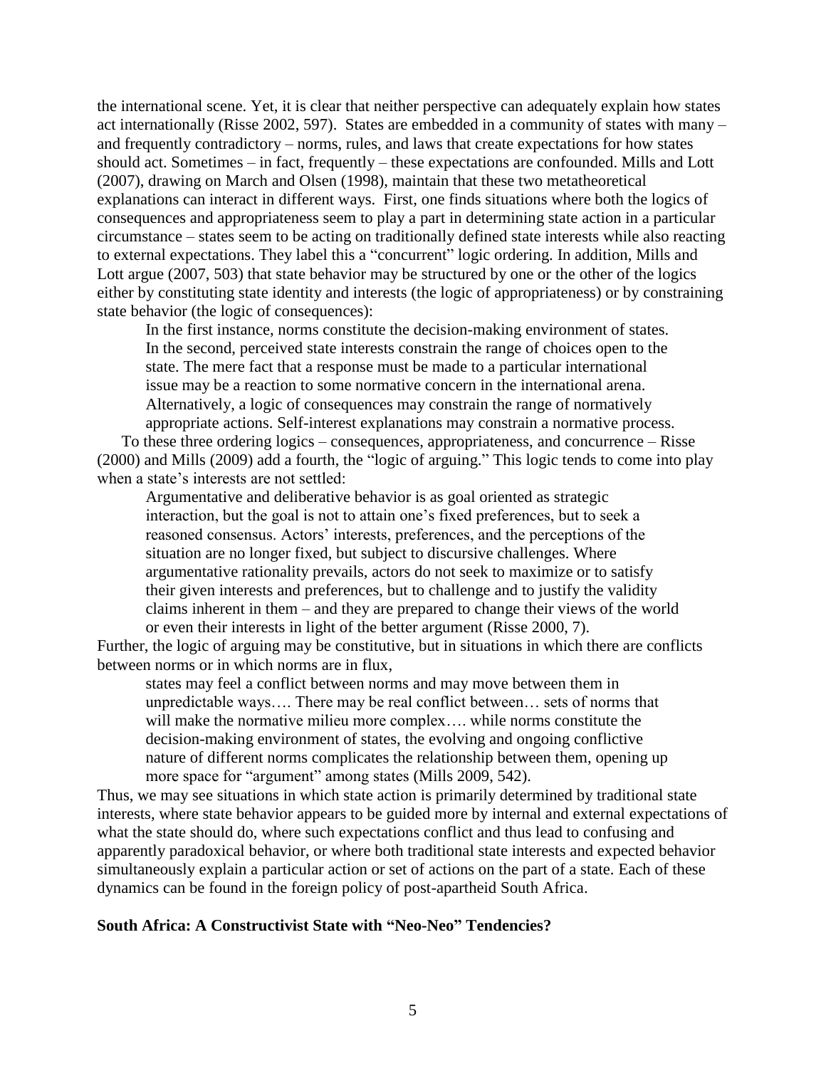the international scene. Yet, it is clear that neither perspective can adequately explain how states act internationally (Risse 2002, 597). States are embedded in a community of states with many – and frequently contradictory – norms, rules, and laws that create expectations for how states should act. Sometimes – in fact, frequently – these expectations are confounded. Mills and Lott (2007), drawing on March and Olsen (1998), maintain that these two metatheoretical explanations can interact in different ways. First, one finds situations where both the logics of consequences and appropriateness seem to play a part in determining state action in a particular circumstance – states seem to be acting on traditionally defined state interests while also reacting to external expectations. They label this a "concurrent" logic ordering. In addition, Mills and Lott argue (2007, 503) that state behavior may be structured by one or the other of the logics either by constituting state identity and interests (the logic of appropriateness) or by constraining state behavior (the logic of consequences):

> In the first instance, norms constitute the decision-making environment of states. In the second, perceived state interests constrain the range of choices open to the state. The mere fact that a response must be made to a particular international issue may be a reaction to some normative concern in the international arena. Alternatively, a logic of consequences may constrain the range of normatively appropriate actions. Self-interest explanations may constrain a normative process.

To these three ordering logics – consequences, appropriateness, and concurrence – Risse (2000) and Mills (2009) add a fourth, the "logic of arguing." This logic tends to come into play when a state's interests are not settled:

> Argumentative and deliberative behavior is as goal oriented as strategic interaction, but the goal is not to attain one's fixed preferences, but to seek a reasoned consensus. Actors' interests, preferences, and the perceptions of the situation are no longer fixed, but subject to discursive challenges. Where argumentative rationality prevails, actors do not seek to maximize or to satisfy their given interests and preferences, but to challenge and to justify the validity claims inherent in them – and they are prepared to change their views of the world or even their interests in light of the better argument (Risse 2000, 7).

Further, the logic of arguing may be constitutive, but in situations in which there are conflicts between norms or in which norms are in flux,

> states may feel a conflict between norms and may move between them in unpredictable ways…. There may be real conflict between… sets of norms that will make the normative milieu more complex…. while norms constitute the decision-making environment of states, the evolving and ongoing conflictive nature of different norms complicates the relationship between them, opening up more space for "argument" among states (Mills 2009, 542).

Thus, we may see situations in which state action is primarily determined by traditional state interests, where state behavior appears to be guided more by internal and external expectations of what the state should do, where such expectations conflict and thus lead to confusing and apparently paradoxical behavior, or where both traditional state interests and expected behavior simultaneously explain a particular action or set of actions on the part of a state. Each of these dynamics can be found in the foreign policy of post-apartheid South Africa.

**South Africa: A Constructivist State with "Neo-Neo" Tendencies?**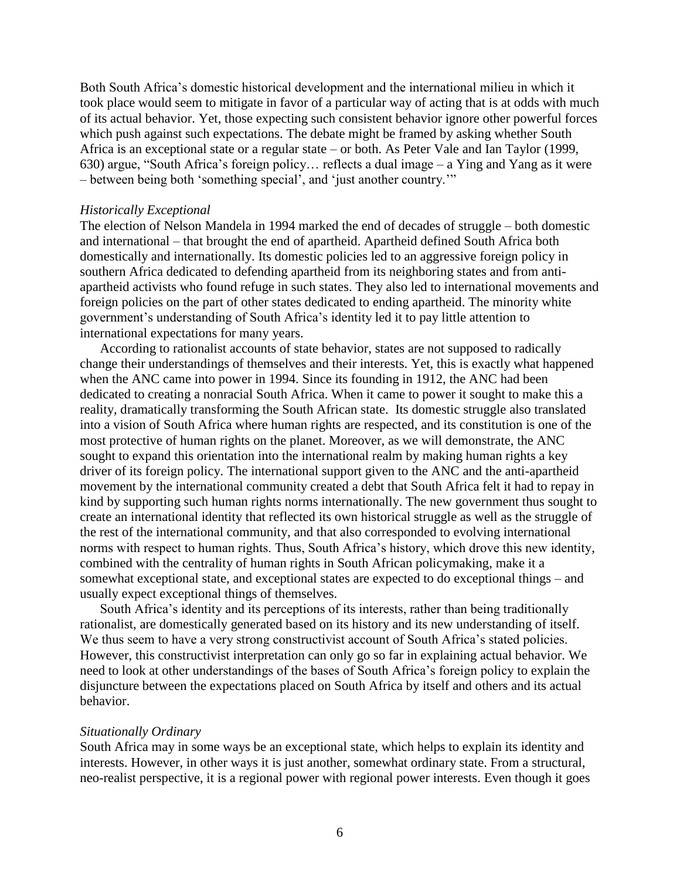Both South Africa's domestic historical development and the international milieu in which it took place would seem to mitigate in favor of a particular way of acting that is at odds with much of its actual behavior. Yet, those expecting such consistent behavior ignore other powerful forces which push against such expectations. The debate might be framed by asking whether South Africa is an exceptional state or a regular state – or both. As Peter Vale and Ian Taylor (1999, 630) argue, "South Africa's foreign policy… reflects a dual image – a Ying and Yang as it were – between being both 'something special', and 'just another country.'"

*Historically Exceptional*

The election of Nelson Mandela in 1994 marked the end of decades of struggle – both domestic and international – that brought the end of apartheid. Apartheid defined South Africa both domestically and internationally. Its domestic policies led to an aggressive foreign policy in southern Africa dedicated to defending apartheid from its neighboring states and from anti-apartheid activists who found refuge in such states. They also led to international movements and foreign policies on the part of other states dedicated to ending apartheid. The minority white government's understanding of South Africa's identity led it to pay little attention to international expectations for many years.

According to rationalist accounts of state behavior, states are not supposed to radically change their understandings of themselves and their interests. Yet, this is exactly what happened when the ANC came into power in 1994. Since its founding in 1912, the ANC had been dedicated to creating a nonracial South Africa. When it came to power it sought to make this a reality, dramatically transforming the South African state. Its domestic struggle also translated into a vision of South Africa where human rights are respected, and its constitution is one of the most protective of human rights on the planet. Moreover, as we will demonstrate, the ANC sought to expand this orientation into the international realm by making human rights a key driver of its foreign policy. The international support given to the ANC and the anti-apartheid movement by the international community created a debt that South Africa felt it had to repay in kind by supporting such human rights norms internationally. The new government thus sought to create an international identity that reflected its own historical struggle as well as the struggle of the rest of the international community, and that also corresponded to evolving international norms with respect to human rights. Thus, South Africa's history, which drove this new identity, combined with the centrality of human rights in South African policymaking, make it a somewhat exceptional state, and exceptional states are expected to do exceptional things – and usually expect exceptional things of themselves.

South Africa's identity and its perceptions of its interests, rather than being traditionally rationalist, are domestically generated based on its history and its new understanding of itself. We thus seem to have a very strong constructivist account of South Africa's stated policies. However, this constructivist interpretation can only go so far in explaining actual behavior. We need to look at other understandings of the bases of South Africa's foreign policy to explain the disjuncture between the expectations placed on South Africa by itself and others and its actual behavior.

*Situationally Ordinary*

South Africa may in some ways be an exceptional state, which helps to explain its identity and interests. However, in other ways it is just another, somewhat ordinary state. From a structural, neo-realist perspective, it is a regional power with regional power interests. Even though it goes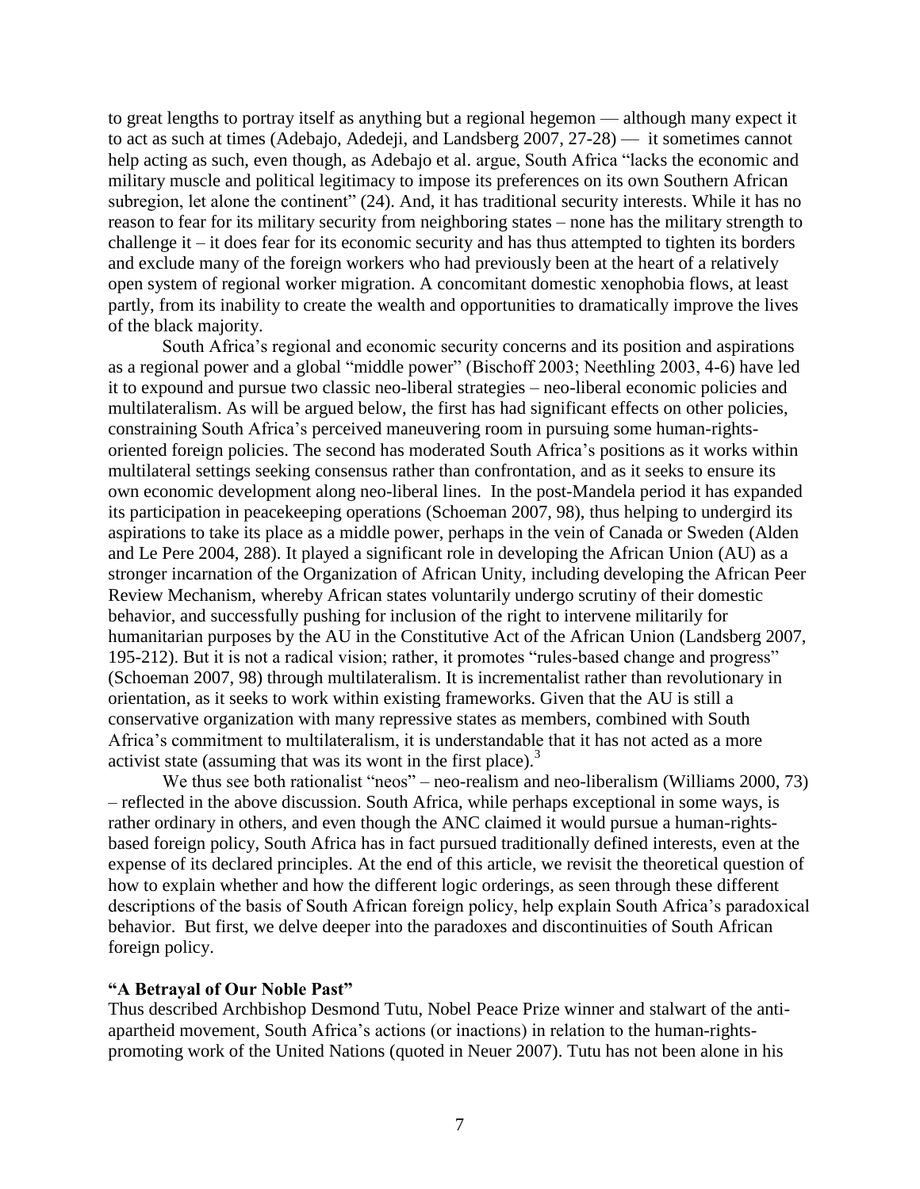to great lengths to portray itself as anything but a regional hegemon — although many expect it to act as such at times (Adebajo, Adedeji, and Landsberg 2007, 27-28) — it sometimes cannot help acting as such, even though, as Adebajo et al. argue, South Africa "lacks the economic and military muscle and political legitimacy to impose its preferences on its own Southern African subregion, let alone the continent" (24). And, it has traditional security interests. While it has no reason to fear for its military security from neighboring states – none has the military strength to challenge it – it does fear for its economic security and has thus attempted to tighten its borders and exclude many of the foreign workers who had previously been at the heart of a relatively open system of regional worker migration. A concomitant domestic xenophobia flows, at least partly, from its inability to create the wealth and opportunities to dramatically improve the lives of the black majority.

South Africa's regional and economic security concerns and its position and aspirations as a regional power and a global "middle power" (Bischoff 2003; Neethling 2003, 4-6) have led it to expound and pursue two classic neo-liberal strategies – neo-liberal economic policies and multilateralism. As will be argued below, the first has had significant effects on other policies, constraining South Africa's perceived maneuvering room in pursuing some human-rights-oriented foreign policies. The second has moderated South Africa's positions as it works within multilateral settings seeking consensus rather than confrontation, and as it seeks to ensure its own economic development along neo-liberal lines. In the post-Mandela period it has expanded its participation in peacekeeping operations (Schoeman 2007, 98), thus helping to undergird its aspirations to take its place as a middle power, perhaps in the vein of Canada or Sweden (Alden and Le Pere 2004, 288). It played a significant role in developing the African Union (AU) as a stronger incarnation of the Organization of African Unity, including developing the African Peer Review Mechanism, whereby African states voluntarily undergo scrutiny of their domestic behavior, and successfully pushing for inclusion of the right to intervene militarily for humanitarian purposes by the AU in the Constitutive Act of the African Union (Landsberg 2007, 195-212). But it is not a radical vision; rather, it promotes "rules-based change and progress" (Schoeman 2007, 98) through multilateralism. It is incrementalist rather than revolutionary in orientation, as it seeks to work within existing frameworks. Given that the AU is still a conservative organization with many repressive states as members, combined with South Africa's commitment to multilateralism, it is understandable that it has not acted as a more activist state (assuming that was its wont in the first place).[3]

We thus see both rationalist "neos" – neo-realism and neo-liberalism (Williams 2000, 73) – reflected in the above discussion. South Africa, while perhaps exceptional in some ways, is rather ordinary in others, and even though the ANC claimed it would pursue a human-rights-based foreign policy, South Africa has in fact pursued traditionally defined interests, even at the expense of its declared principles. At the end of this article, we revisit the theoretical question of how to explain whether and how the different logic orderings, as seen through these different descriptions of the basis of South African foreign policy, help explain South Africa's paradoxical behavior. But first, we delve deeper into the paradoxes and discontinuities of South African foreign policy.

## "A Betrayal of Our Noble Past"

Thus described Archbishop Desmond Tutu, Nobel Peace Prize winner and stalwart of the anti-apartheid movement, South Africa's actions (or inactions) in relation to the human-rights-promoting work of the United Nations (quoted in Neuer 2007). Tutu has not been alone in his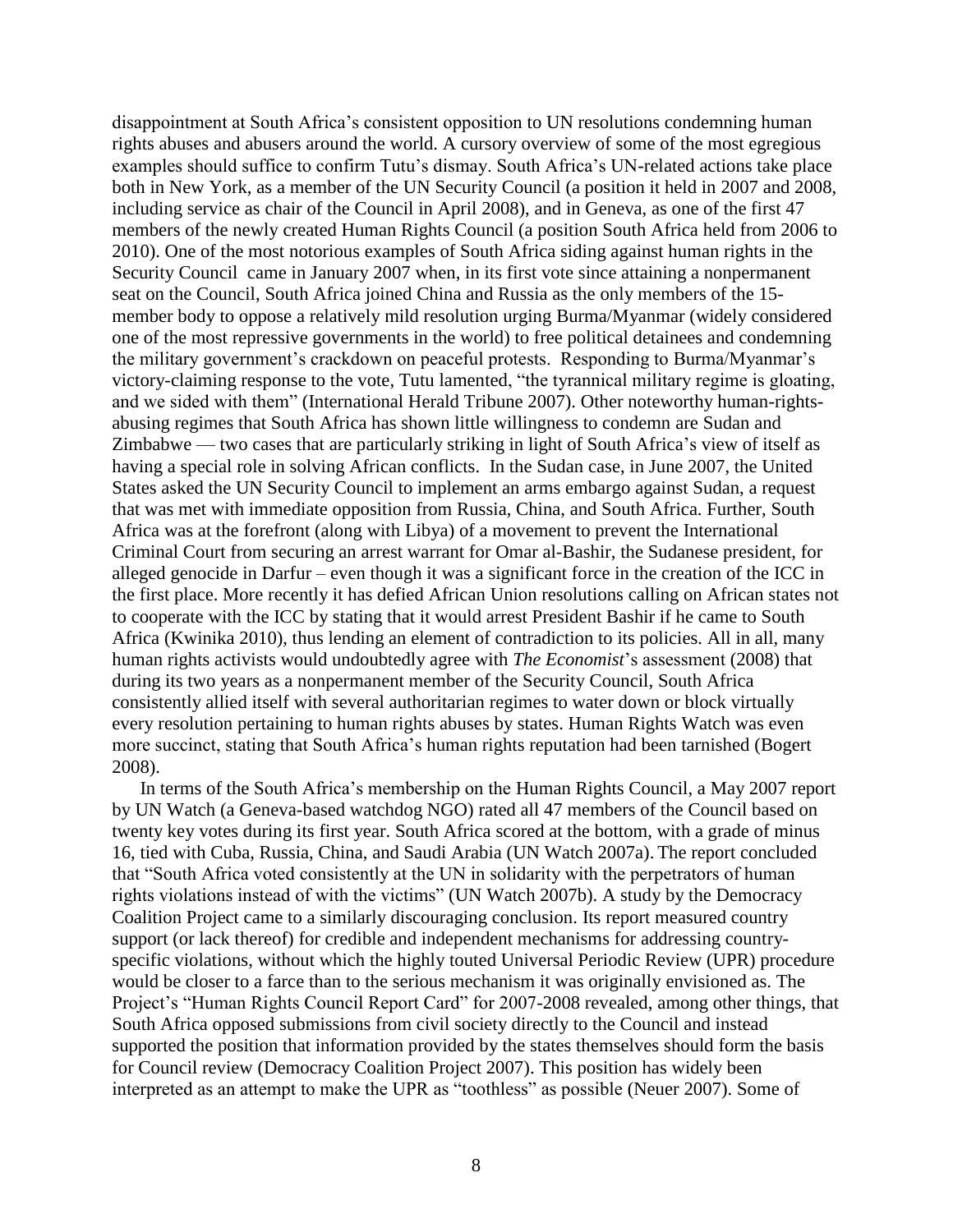disappointment at South Africa's consistent opposition to UN resolutions condemning human rights abuses and abusers around the world. A cursory overview of some of the most egregious examples should suffice to confirm Tutu's dismay. South Africa's UN-related actions take place both in New York, as a member of the UN Security Council (a position it held in 2007 and 2008, including service as chair of the Council in April 2008), and in Geneva, as one of the first 47 members of the newly created Human Rights Council (a position South Africa held from 2006 to 2010). One of the most notorious examples of South Africa siding against human rights in the Security Council came in January 2007 when, in its first vote since attaining a nonpermanent seat on the Council, South Africa joined China and Russia as the only members of the 15-member body to oppose a relatively mild resolution urging Burma/Myanmar (widely considered one of the most repressive governments in the world) to free political detainees and condemning the military government's crackdown on peaceful protests. Responding to Burma/Myanmar's victory-claiming response to the vote, Tutu lamented, "the tyrannical military regime is gloating, and we sided with them" (International Herald Tribune 2007). Other noteworthy human-rights-abusing regimes that South Africa has shown little willingness to condemn are Sudan and Zimbabwe — two cases that are particularly striking in light of South Africa's view of itself as having a special role in solving African conflicts. In the Sudan case, in June 2007, the United States asked the UN Security Council to implement an arms embargo against Sudan, a request that was met with immediate opposition from Russia, China, and South Africa. Further, South Africa was at the forefront (along with Libya) of a movement to prevent the International Criminal Court from securing an arrest warrant for Omar al-Bashir, the Sudanese president, for alleged genocide in Darfur – even though it was a significant force in the creation of the ICC in the first place. More recently it has defied African Union resolutions calling on African states not to cooperate with the ICC by stating that it would arrest President Bashir if he came to South Africa (Kwinika 2010), thus lending an element of contradiction to its policies. All in all, many human rights activists would undoubtedly agree with *The Economist*'s assessment (2008) that during its two years as a nonpermanent member of the Security Council, South Africa consistently allied itself with several authoritarian regimes to water down or block virtually every resolution pertaining to human rights abuses by states. Human Rights Watch was even more succinct, stating that South Africa's human rights reputation had been tarnished (Bogert 2008).

In terms of the South Africa's membership on the Human Rights Council, a May 2007 report by UN Watch (a Geneva-based watchdog NGO) rated all 47 members of the Council based on twenty key votes during its first year. South Africa scored at the bottom, with a grade of minus 16, tied with Cuba, Russia, China, and Saudi Arabia (UN Watch 2007a). The report concluded that "South Africa voted consistently at the UN in solidarity with the perpetrators of human rights violations instead of with the victims" (UN Watch 2007b). A study by the Democracy Coalition Project came to a similarly discouraging conclusion. Its report measured country support (or lack thereof) for credible and independent mechanisms for addressing country-specific violations, without which the highly touted Universal Periodic Review (UPR) procedure would be closer to a farce than to the serious mechanism it was originally envisioned as. The Project's "Human Rights Council Report Card" for 2007-2008 revealed, among other things, that South Africa opposed submissions from civil society directly to the Council and instead supported the position that information provided by the states themselves should form the basis for Council review (Democracy Coalition Project 2007). This position has widely been interpreted as an attempt to make the UPR as "toothless" as possible (Neuer 2007). Some of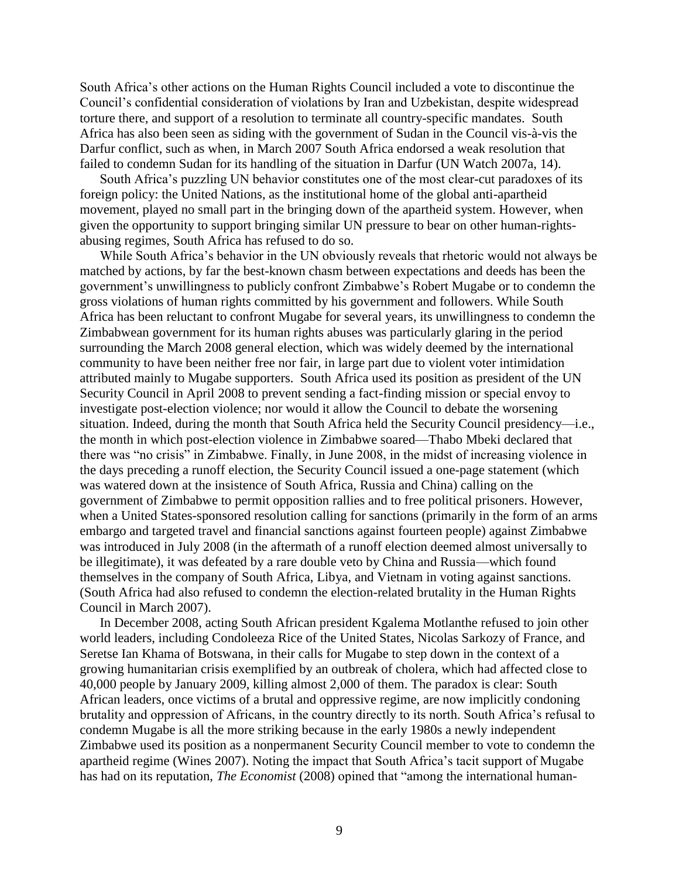South Africa's other actions on the Human Rights Council included a vote to discontinue the Council's confidential consideration of violations by Iran and Uzbekistan, despite widespread torture there, and support of a resolution to terminate all country-specific mandates. South Africa has also been seen as siding with the government of Sudan in the Council vis-à-vis the Darfur conflict, such as when, in March 2007 South Africa endorsed a weak resolution that failed to condemn Sudan for its handling of the situation in Darfur (UN Watch 2007a, 14).

South Africa's puzzling UN behavior constitutes one of the most clear-cut paradoxes of its foreign policy: the United Nations, as the institutional home of the global anti-apartheid movement, played no small part in the bringing down of the apartheid system. However, when given the opportunity to support bringing similar UN pressure to bear on other human-rights-abusing regimes, South Africa has refused to do so.

While South Africa's behavior in the UN obviously reveals that rhetoric would not always be matched by actions, by far the best-known chasm between expectations and deeds has been the government's unwillingness to publicly confront Zimbabwe's Robert Mugabe or to condemn the gross violations of human rights committed by his government and followers. While South Africa has been reluctant to confront Mugabe for several years, its unwillingness to condemn the Zimbabwean government for its human rights abuses was particularly glaring in the period surrounding the March 2008 general election, which was widely deemed by the international community to have been neither free nor fair, in large part due to violent voter intimidation attributed mainly to Mugabe supporters. South Africa used its position as president of the UN Security Council in April 2008 to prevent sending a fact-finding mission or special envoy to investigate post-election violence; nor would it allow the Council to debate the worsening situation. Indeed, during the month that South Africa held the Security Council presidency—i.e., the month in which post-election violence in Zimbabwe soared—Thabo Mbeki declared that there was "no crisis" in Zimbabwe. Finally, in June 2008, in the midst of increasing violence in the days preceding a runoff election, the Security Council issued a one-page statement (which was watered down at the insistence of South Africa, Russia and China) calling on the government of Zimbabwe to permit opposition rallies and to free political prisoners. However, when a United States-sponsored resolution calling for sanctions (primarily in the form of an arms embargo and targeted travel and financial sanctions against fourteen people) against Zimbabwe was introduced in July 2008 (in the aftermath of a runoff election deemed almost universally to be illegitimate), it was defeated by a rare double veto by China and Russia—which found themselves in the company of South Africa, Libya, and Vietnam in voting against sanctions. (South Africa had also refused to condemn the election-related brutality in the Human Rights Council in March 2007).

In December 2008, acting South African president Kgalema Motlanthe refused to join other world leaders, including Condoleeza Rice of the United States, Nicolas Sarkozy of France, and Seretse Ian Khama of Botswana, in their calls for Mugabe to step down in the context of a growing humanitarian crisis exemplified by an outbreak of cholera, which had affected close to 40,000 people by January 2009, killing almost 2,000 of them. The paradox is clear: South African leaders, once victims of a brutal and oppressive regime, are now implicitly condoning brutality and oppression of Africans, in the country directly to its north. South Africa's refusal to condemn Mugabe is all the more striking because in the early 1980s a newly independent Zimbabwe used its position as a nonpermanent Security Council member to vote to condemn the apartheid regime (Wines 2007). Noting the impact that South Africa's tacit support of Mugabe has had on its reputation, *The Economist* (2008) opined that "among the international human-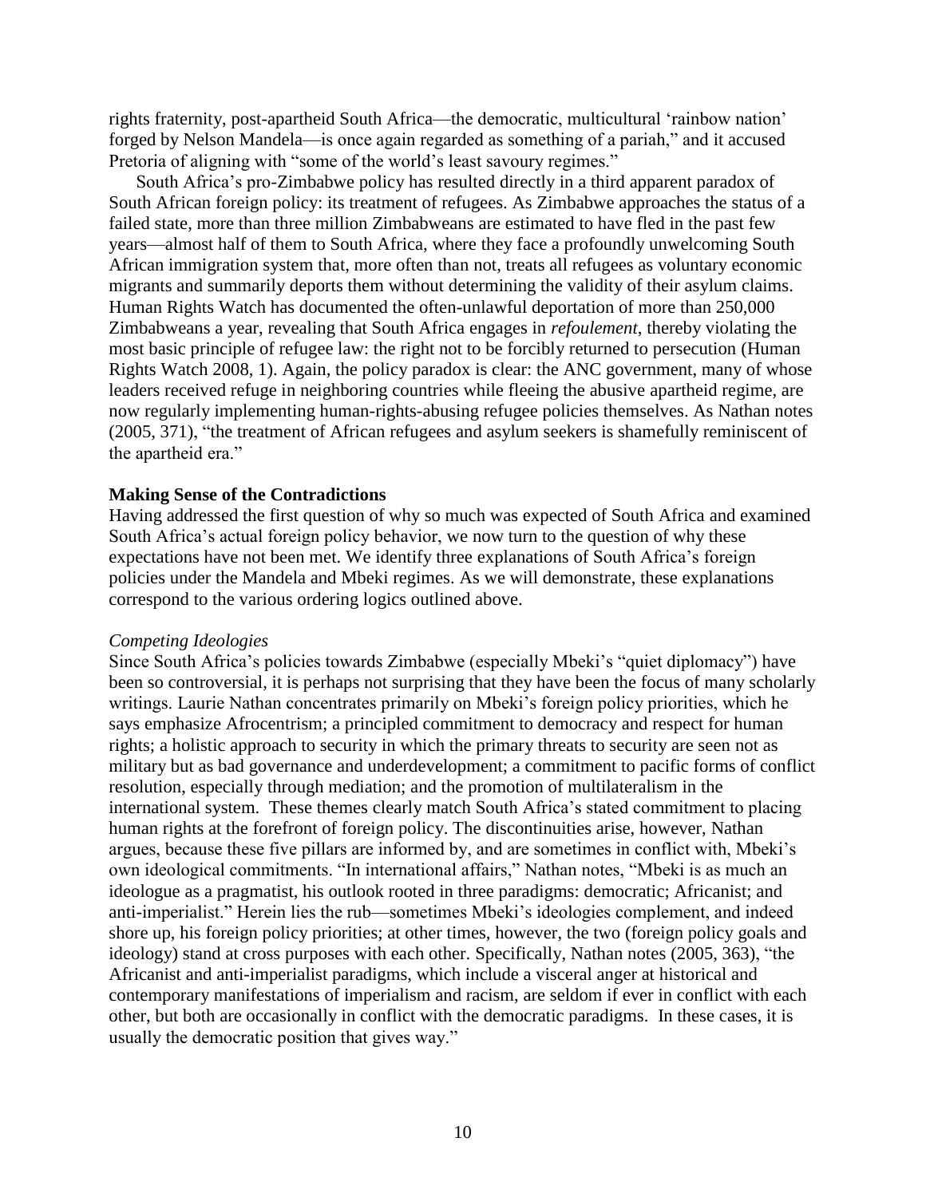rights fraternity, post-apartheid South Africa—the democratic, multicultural 'rainbow nation' forged by Nelson Mandela—is once again regarded as something of a pariah," and it accused Pretoria of aligning with "some of the world's least savoury regimes."

South Africa's pro-Zimbabwe policy has resulted directly in a third apparent paradox of South African foreign policy: its treatment of refugees. As Zimbabwe approaches the status of a failed state, more than three million Zimbabweans are estimated to have fled in the past few years—almost half of them to South Africa, where they face a profoundly unwelcoming South African immigration system that, more often than not, treats all refugees as voluntary economic migrants and summarily deports them without determining the validity of their asylum claims. Human Rights Watch has documented the often-unlawful deportation of more than 250,000 Zimbabweans a year, revealing that South Africa engages in *refoulement*, thereby violating the most basic principle of refugee law: the right not to be forcibly returned to persecution (Human Rights Watch 2008, 1). Again, the policy paradox is clear: the ANC government, many of whose leaders received refuge in neighboring countries while fleeing the abusive apartheid regime, are now regularly implementing human-rights-abusing refugee policies themselves. As Nathan notes (2005, 371), "the treatment of African refugees and asylum seekers is shamefully reminiscent of the apartheid era."

### Making Sense of the Contradictions

Having addressed the first question of why so much was expected of South Africa and examined South Africa's actual foreign policy behavior, we now turn to the question of why these expectations have not been met. We identify three explanations of South Africa's foreign policies under the Mandela and Mbeki regimes. As we will demonstrate, these explanations correspond to the various ordering logics outlined above.

#### *Competing Ideologies*

Since South Africa's policies towards Zimbabwe (especially Mbeki's "quiet diplomacy") have been so controversial, it is perhaps not surprising that they have been the focus of many scholarly writings. Laurie Nathan concentrates primarily on Mbeki's foreign policy priorities, which he says emphasize Afrocentrism; a principled commitment to democracy and respect for human rights; a holistic approach to security in which the primary threats to security are seen not as military but as bad governance and underdevelopment; a commitment to pacific forms of conflict resolution, especially through mediation; and the promotion of multilateralism in the international system. These themes clearly match South Africa's stated commitment to placing human rights at the forefront of foreign policy. The discontinuities arise, however, Nathan argues, because these five pillars are informed by, and are sometimes in conflict with, Mbeki's own ideological commitments. "In international affairs," Nathan notes, "Mbeki is as much an ideologue as a pragmatist, his outlook rooted in three paradigms: democratic; Africanist; and anti-imperialist." Herein lies the rub—sometimes Mbeki's ideologies complement, and indeed shore up, his foreign policy priorities; at other times, however, the two (foreign policy goals and ideology) stand at cross purposes with each other. Specifically, Nathan notes (2005, 363), "the Africanist and anti-imperialist paradigms, which include a visceral anger at historical and contemporary manifestations of imperialism and racism, are seldom if ever in conflict with each other, but both are occasionally in conflict with the democratic paradigms. In these cases, it is usually the democratic position that gives way."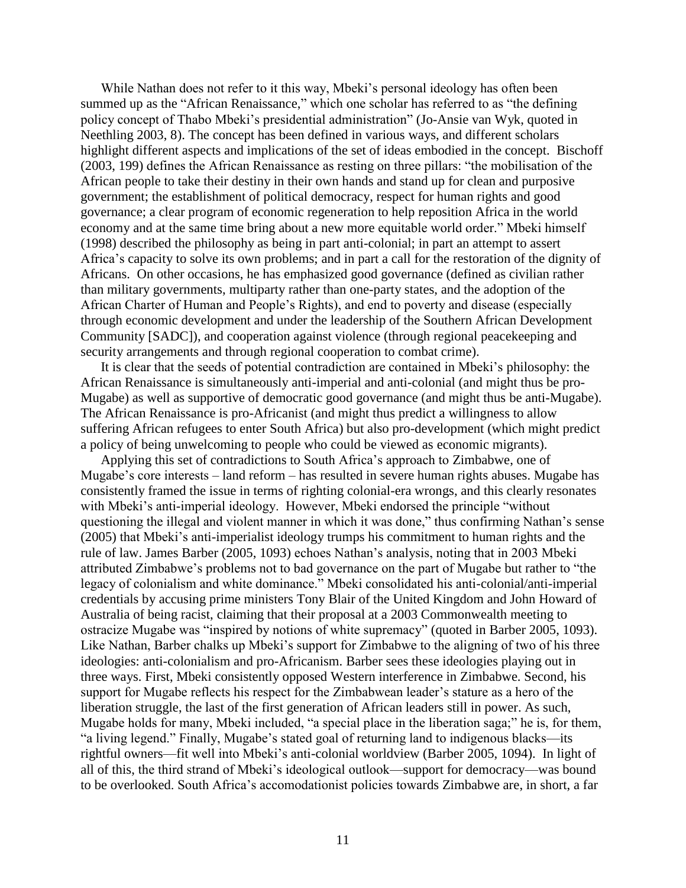While Nathan does not refer to it this way, Mbeki's personal ideology has often been summed up as the "African Renaissance," which one scholar has referred to as "the defining policy concept of Thabo Mbeki's presidential administration" (Jo-Ansie van Wyk, quoted in Neethling 2003, 8). The concept has been defined in various ways, and different scholars highlight different aspects and implications of the set of ideas embodied in the concept. Bischoff (2003, 199) defines the African Renaissance as resting on three pillars: "the mobilisation of the African people to take their destiny in their own hands and stand up for clean and purposive government; the establishment of political democracy, respect for human rights and good governance; a clear program of economic regeneration to help reposition Africa in the world economy and at the same time bring about a new more equitable world order." Mbeki himself (1998) described the philosophy as being in part anti-colonial; in part an attempt to assert Africa's capacity to solve its own problems; and in part a call for the restoration of the dignity of Africans. On other occasions, he has emphasized good governance (defined as civilian rather than military governments, multiparty rather than one-party states, and the adoption of the African Charter of Human and People's Rights), and end to poverty and disease (especially through economic development and under the leadership of the Southern African Development Community [SADC]), and cooperation against violence (through regional peacekeeping and security arrangements and through regional cooperation to combat crime).

It is clear that the seeds of potential contradiction are contained in Mbeki's philosophy: the African Renaissance is simultaneously anti-imperial and anti-colonial (and might thus be pro-Mugabe) as well as supportive of democratic good governance (and might thus be anti-Mugabe). The African Renaissance is pro-Africanist (and might thus predict a willingness to allow suffering African refugees to enter South Africa) but also pro-development (which might predict a policy of being unwelcoming to people who could be viewed as economic migrants).

Applying this set of contradictions to South Africa's approach to Zimbabwe, one of Mugabe's core interests – land reform – has resulted in severe human rights abuses. Mugabe has consistently framed the issue in terms of righting colonial-era wrongs, and this clearly resonates with Mbeki's anti-imperial ideology. However, Mbeki endorsed the principle "without questioning the illegal and violent manner in which it was done," thus confirming Nathan's sense (2005) that Mbeki's anti-imperialist ideology trumps his commitment to human rights and the rule of law. James Barber (2005, 1093) echoes Nathan's analysis, noting that in 2003 Mbeki attributed Zimbabwe's problems not to bad governance on the part of Mugabe but rather to "the legacy of colonialism and white dominance." Mbeki consolidated his anti-colonial/anti-imperial credentials by accusing prime ministers Tony Blair of the United Kingdom and John Howard of Australia of being racist, claiming that their proposal at a 2003 Commonwealth meeting to ostracize Mugabe was "inspired by notions of white supremacy" (quoted in Barber 2005, 1093). Like Nathan, Barber chalks up Mbeki's support for Zimbabwe to the aligning of two of his three ideologies: anti-colonialism and pro-Africanism. Barber sees these ideologies playing out in three ways. First, Mbeki consistently opposed Western interference in Zimbabwe. Second, his support for Mugabe reflects his respect for the Zimbabwean leader's stature as a hero of the liberation struggle, the last of the first generation of African leaders still in power. As such, Mugabe holds for many, Mbeki included, "a special place in the liberation saga;" he is, for them, "a living legend." Finally, Mugabe's stated goal of returning land to indigenous blacks—its rightful owners—fit well into Mbeki's anti-colonial worldview (Barber 2005, 1094). In light of all of this, the third strand of Mbeki's ideological outlook—support for democracy—was bound to be overlooked. South Africa's accomodationist policies towards Zimbabwe are, in short, a far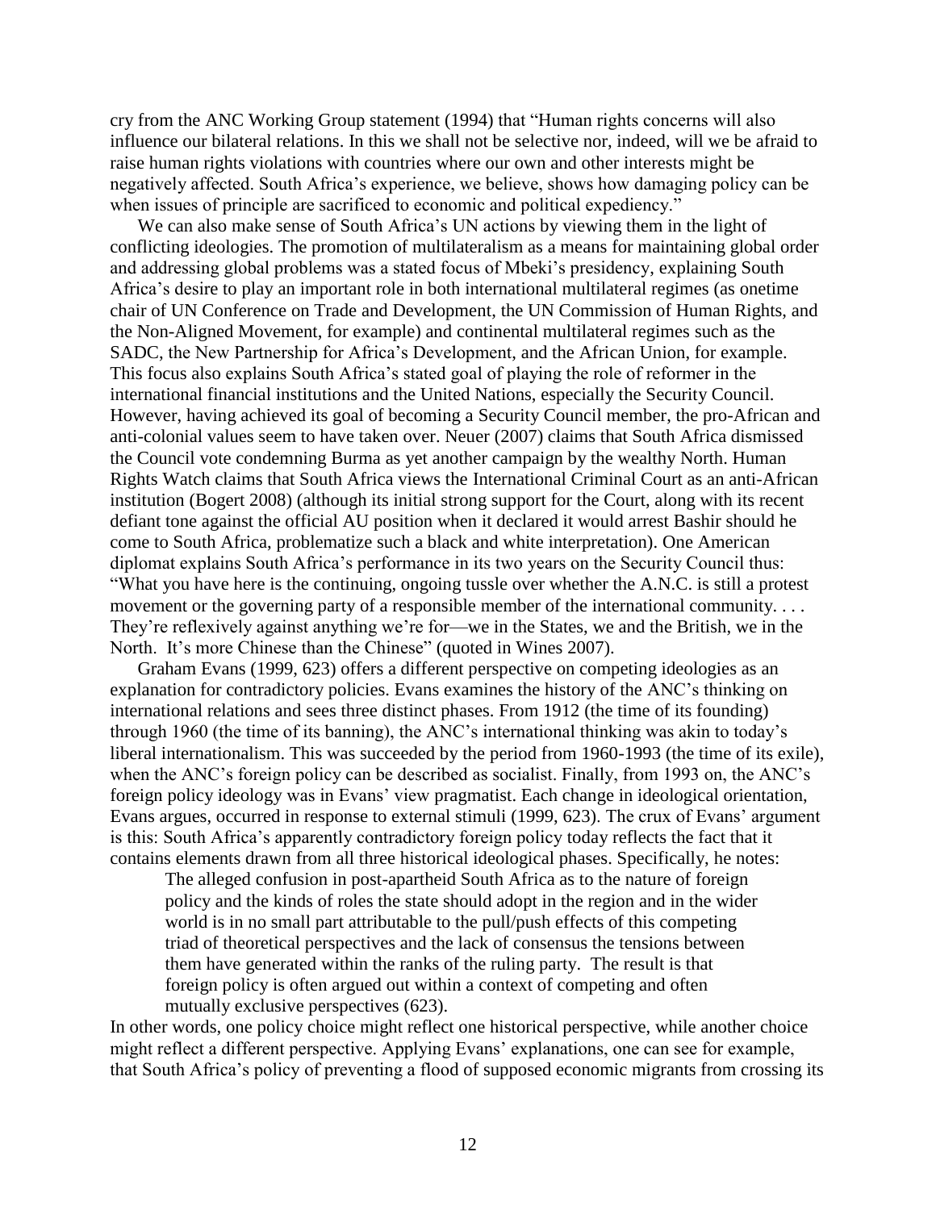cry from the ANC Working Group statement (1994) that "Human rights concerns will also influence our bilateral relations. In this we shall not be selective nor, indeed, will we be afraid to raise human rights violations with countries where our own and other interests might be negatively affected. South Africa's experience, we believe, shows how damaging policy can be when issues of principle are sacrificed to economic and political expediency."

We can also make sense of South Africa's UN actions by viewing them in the light of conflicting ideologies. The promotion of multilateralism as a means for maintaining global order and addressing global problems was a stated focus of Mbeki's presidency, explaining South Africa's desire to play an important role in both international multilateral regimes (as onetime chair of UN Conference on Trade and Development, the UN Commission of Human Rights, and the Non-Aligned Movement, for example) and continental multilateral regimes such as the SADC, the New Partnership for Africa's Development, and the African Union, for example. This focus also explains South Africa's stated goal of playing the role of reformer in the international financial institutions and the United Nations, especially the Security Council. However, having achieved its goal of becoming a Security Council member, the pro-African and anti-colonial values seem to have taken over. Neuer (2007) claims that South Africa dismissed the Council vote condemning Burma as yet another campaign by the wealthy North. Human Rights Watch claims that South Africa views the International Criminal Court as an anti-African institution (Bogert 2008) (although its initial strong support for the Court, along with its recent defiant tone against the official AU position when it declared it would arrest Bashir should he come to South Africa, problematize such a black and white interpretation). One American diplomat explains South Africa's performance in its two years on the Security Council thus: "What you have here is the continuing, ongoing tussle over whether the A.N.C. is still a protest movement or the governing party of a responsible member of the international community. . . . They're reflexively against anything we're for—we in the States, we and the British, we in the North. It's more Chinese than the Chinese" (quoted in Wines 2007).

Graham Evans (1999, 623) offers a different perspective on competing ideologies as an explanation for contradictory policies. Evans examines the history of the ANC's thinking on international relations and sees three distinct phases. From 1912 (the time of its founding) through 1960 (the time of its banning), the ANC's international thinking was akin to today's liberal internationalism. This was succeeded by the period from 1960-1993 (the time of its exile), when the ANC's foreign policy can be described as socialist. Finally, from 1993 on, the ANC's foreign policy ideology was in Evans' view pragmatist. Each change in ideological orientation, Evans argues, occurred in response to external stimuli (1999, 623). The crux of Evans' argument is this: South Africa's apparently contradictory foreign policy today reflects the fact that it contains elements drawn from all three historical ideological phases. Specifically, he notes:

> The alleged confusion in post-apartheid South Africa as to the nature of foreign policy and the kinds of roles the state should adopt in the region and in the wider world is in no small part attributable to the pull/push effects of this competing triad of theoretical perspectives and the lack of consensus the tensions between them have generated within the ranks of the ruling party. The result is that foreign policy is often argued out within a context of competing and often mutually exclusive perspectives (623).

In other words, one policy choice might reflect one historical perspective, while another choice might reflect a different perspective. Applying Evans' explanations, one can see for example, that South Africa's policy of preventing a flood of supposed economic migrants from crossing its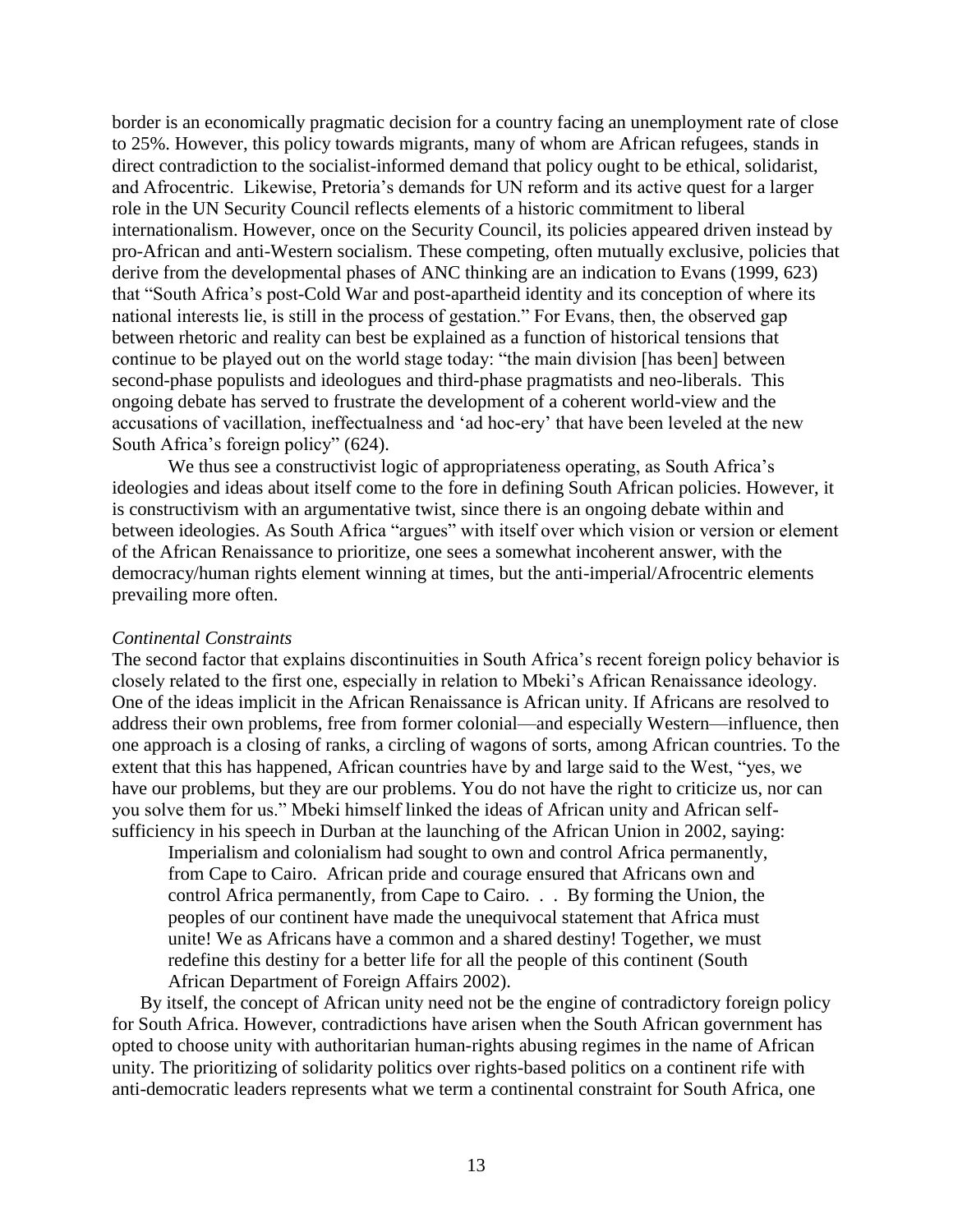border is an economically pragmatic decision for a country facing an unemployment rate of close to 25%. However, this policy towards migrants, many of whom are African refugees, stands in direct contradiction to the socialist-informed demand that policy ought to be ethical, solidarist, and Afrocentric. Likewise, Pretoria's demands for UN reform and its active quest for a larger role in the UN Security Council reflects elements of a historic commitment to liberal internationalism. However, once on the Security Council, its policies appeared driven instead by pro-African and anti-Western socialism. These competing, often mutually exclusive, policies that derive from the developmental phases of ANC thinking are an indication to Evans (1999, 623) that "South Africa's post-Cold War and post-apartheid identity and its conception of where its national interests lie, is still in the process of gestation." For Evans, then, the observed gap between rhetoric and reality can best be explained as a function of historical tensions that continue to be played out on the world stage today: "the main division [has been] between second-phase populists and ideologues and third-phase pragmatists and neo-liberals. This ongoing debate has served to frustrate the development of a coherent world-view and the accusations of vacillation, ineffectualness and 'ad hoc-ery' that have been leveled at the new South Africa's foreign policy" (624).

We thus see a constructivist logic of appropriateness operating, as South Africa's ideologies and ideas about itself come to the fore in defining South African policies. However, it is constructivism with an argumentative twist, since there is an ongoing debate within and between ideologies. As South Africa "argues" with itself over which vision or version or element of the African Renaissance to prioritize, one sees a somewhat incoherent answer, with the democracy/human rights element winning at times, but the anti-imperial/Afrocentric elements prevailing more often.

*Continental Constraints*

The second factor that explains discontinuities in South Africa's recent foreign policy behavior is closely related to the first one, especially in relation to Mbeki's African Renaissance ideology. One of the ideas implicit in the African Renaissance is African unity. If Africans are resolved to address their own problems, free from former colonial—and especially Western—influence, then one approach is a closing of ranks, a circling of wagons of sorts, among African countries. To the extent that this has happened, African countries have by and large said to the West, "yes, we have our problems, but they are our problems. You do not have the right to criticize us, nor can you solve them for us." Mbeki himself linked the ideas of African unity and African self-sufficiency in his speech in Durban at the launching of the African Union in 2002, saying:

> Imperialism and colonialism had sought to own and control Africa permanently, from Cape to Cairo. African pride and courage ensured that Africans own and control Africa permanently, from Cape to Cairo. . . By forming the Union, the peoples of our continent have made the unequivocal statement that Africa must unite! We as Africans have a common and a shared destiny! Together, we must redefine this destiny for a better life for all the people of this continent (South African Department of Foreign Affairs 2002).

By itself, the concept of African unity need not be the engine of contradictory foreign policy for South Africa. However, contradictions have arisen when the South African government has opted to choose unity with authoritarian human-rights abusing regimes in the name of African unity. The prioritizing of solidarity politics over rights-based politics on a continent rife with anti-democratic leaders represents what we term a continental constraint for South Africa, one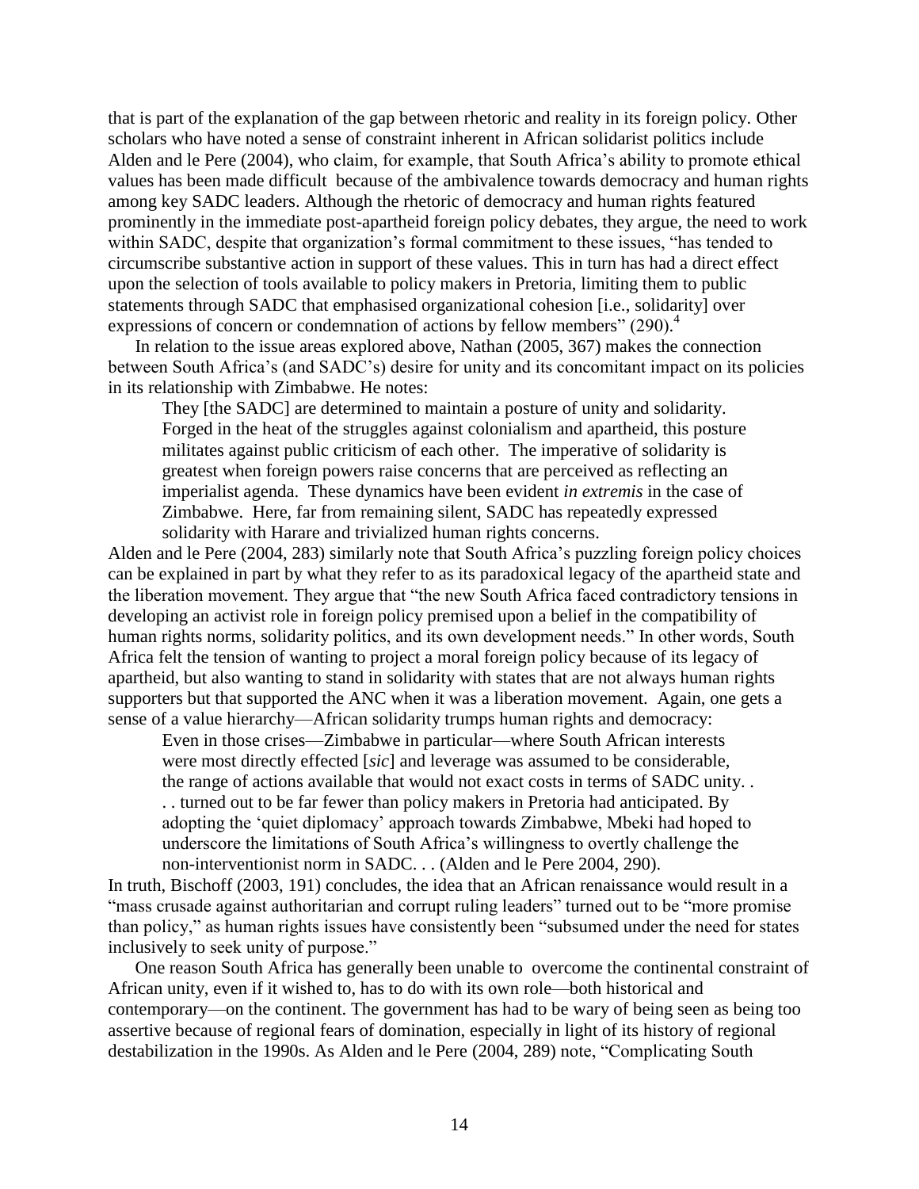that is part of the explanation of the gap between rhetoric and reality in its foreign policy. Other scholars who have noted a sense of constraint inherent in African solidarist politics include Alden and le Pere (2004), who claim, for example, that South Africa's ability to promote ethical values has been made difficult because of the ambivalence towards democracy and human rights among key SADC leaders. Although the rhetoric of democracy and human rights featured prominently in the immediate post-apartheid foreign policy debates, they argue, the need to work within SADC, despite that organization's formal commitment to these issues, "has tended to circumscribe substantive action in support of these values. This in turn has had a direct effect upon the selection of tools available to policy makers in Pretoria, limiting them to public statements through SADC that emphasised organizational cohesion [i.e., solidarity] over expressions of concern or condemnation of actions by fellow members" (290).[4]

In relation to the issue areas explored above, Nathan (2005, 367) makes the connection between South Africa's (and SADC's) desire for unity and its concomitant impact on its policies in its relationship with Zimbabwe. He notes:

> They [the SADC] are determined to maintain a posture of unity and solidarity. Forged in the heat of the struggles against colonialism and apartheid, this posture militates against public criticism of each other. The imperative of solidarity is greatest when foreign powers raise concerns that are perceived as reflecting an imperialist agenda. These dynamics have been evident *in extremis* in the case of Zimbabwe. Here, far from remaining silent, SADC has repeatedly expressed solidarity with Harare and trivialized human rights concerns.

Alden and le Pere (2004, 283) similarly note that South Africa's puzzling foreign policy choices can be explained in part by what they refer to as its paradoxical legacy of the apartheid state and the liberation movement. They argue that "the new South Africa faced contradictory tensions in developing an activist role in foreign policy premised upon a belief in the compatibility of human rights norms, solidarity politics, and its own development needs." In other words, South Africa felt the tension of wanting to project a moral foreign policy because of its legacy of apartheid, but also wanting to stand in solidarity with states that are not always human rights supporters but that supported the ANC when it was a liberation movement. Again, one gets a sense of a value hierarchy—African solidarity trumps human rights and democracy:

> Even in those crises—Zimbabwe in particular—where South African interests were most directly effected [*sic*] and leverage was assumed to be considerable, the range of actions available that would not exact costs in terms of SADC unity. . . . turned out to be far fewer than policy makers in Pretoria had anticipated. By adopting the 'quiet diplomacy' approach towards Zimbabwe, Mbeki had hoped to underscore the limitations of South Africa's willingness to overtly challenge the non-interventionist norm in SADC. . . (Alden and le Pere 2004, 290).

In truth, Bischoff (2003, 191) concludes, the idea that an African renaissance would result in a "mass crusade against authoritarian and corrupt ruling leaders" turned out to be "more promise than policy," as human rights issues have consistently been "subsumed under the need for states inclusively to seek unity of purpose."

One reason South Africa has generally been unable to overcome the continental constraint of African unity, even if it wished to, has to do with its own role—both historical and contemporary—on the continent. The government has had to be wary of being seen as being too assertive because of regional fears of domination, especially in light of its history of regional destabilization in the 1990s. As Alden and le Pere (2004, 289) note, "Complicating South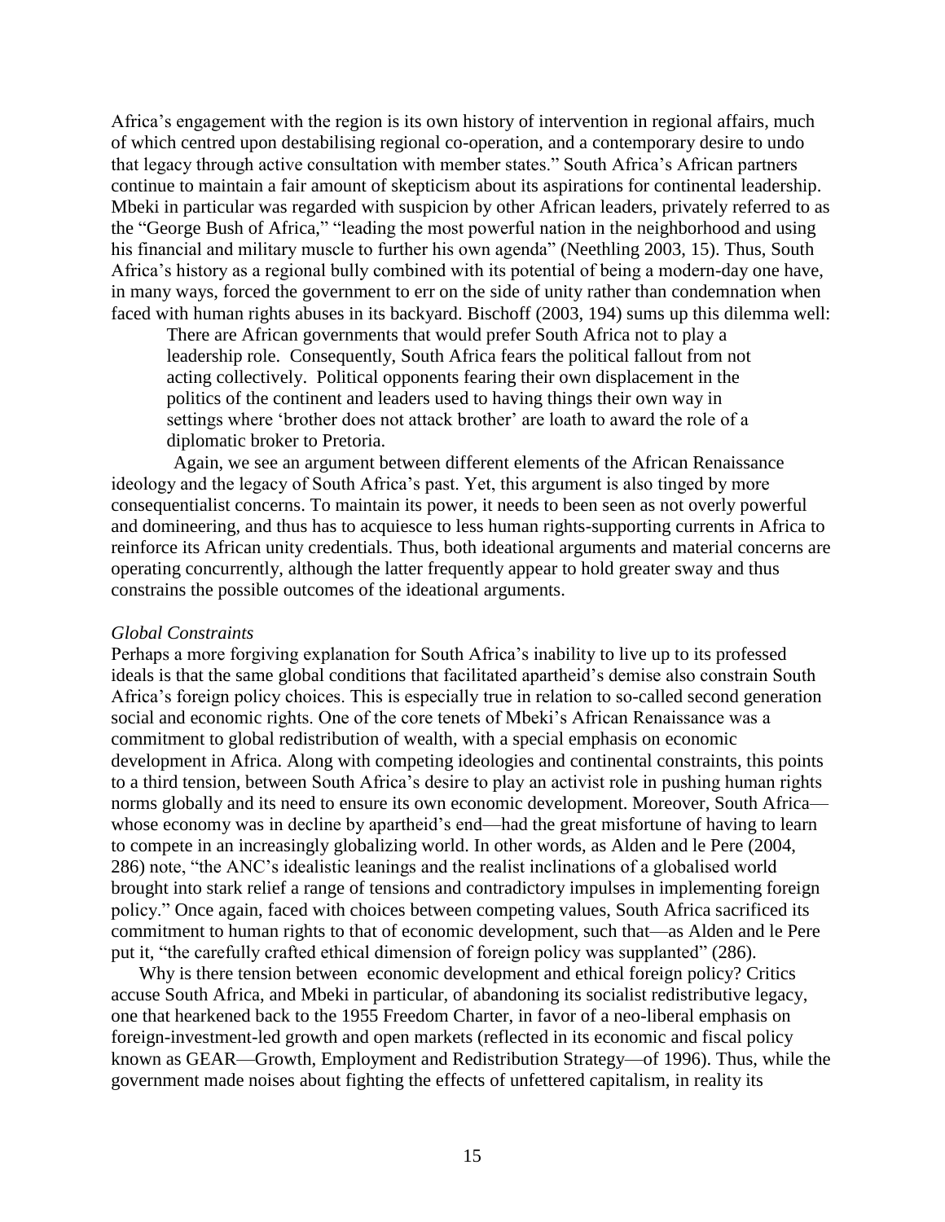Africa's engagement with the region is its own history of intervention in regional affairs, much of which centred upon destabilising regional co-operation, and a contemporary desire to undo that legacy through active consultation with member states." South Africa's African partners continue to maintain a fair amount of skepticism about its aspirations for continental leadership. Mbeki in particular was regarded with suspicion by other African leaders, privately referred to as the "George Bush of Africa," "leading the most powerful nation in the neighborhood and using his financial and military muscle to further his own agenda" (Neethling 2003, 15). Thus, South Africa's history as a regional bully combined with its potential of being a modern-day one have, in many ways, forced the government to err on the side of unity rather than condemnation when faced with human rights abuses in its backyard. Bischoff (2003, 194) sums up this dilemma well:

> There are African governments that would prefer South Africa not to play a leadership role. Consequently, South Africa fears the political fallout from not acting collectively. Political opponents fearing their own displacement in the politics of the continent and leaders used to having things their own way in settings where 'brother does not attack brother' are loath to award the role of a diplomatic broker to Pretoria.

Again, we see an argument between different elements of the African Renaissance ideology and the legacy of South Africa's past. Yet, this argument is also tinged by more consequentialist concerns. To maintain its power, it needs to been seen as not overly powerful and domineering, and thus has to acquiesce to less human rights-supporting currents in Africa to reinforce its African unity credentials. Thus, both ideational arguments and material concerns are operating concurrently, although the latter frequently appear to hold greater sway and thus constrains the possible outcomes of the ideational arguments.

*Global Constraints*

Perhaps a more forgiving explanation for South Africa's inability to live up to its professed ideals is that the same global conditions that facilitated apartheid's demise also constrain South Africa's foreign policy choices. This is especially true in relation to so-called second generation social and economic rights. One of the core tenets of Mbeki's African Renaissance was a commitment to global redistribution of wealth, with a special emphasis on economic development in Africa. Along with competing ideologies and continental constraints, this points to a third tension, between South Africa's desire to play an activist role in pushing human rights norms globally and its need to ensure its own economic development. Moreover, South Africa—whose economy was in decline by apartheid's end—had the great misfortune of having to learn to compete in an increasingly globalizing world. In other words, as Alden and le Pere (2004, 286) note, "the ANC's idealistic leanings and the realist inclinations of a globalised world brought into stark relief a range of tensions and contradictory impulses in implementing foreign policy." Once again, faced with choices between competing values, South Africa sacrificed its commitment to human rights to that of economic development, such that—as Alden and le Pere put it, "the carefully crafted ethical dimension of foreign policy was supplanted" (286).

Why is there tension between economic development and ethical foreign policy? Critics accuse South Africa, and Mbeki in particular, of abandoning its socialist redistributive legacy, one that hearkened back to the 1955 Freedom Charter, in favor of a neo-liberal emphasis on foreign-investment-led growth and open markets (reflected in its economic and fiscal policy known as GEAR—Growth, Employment and Redistribution Strategy—of 1996). Thus, while the government made noises about fighting the effects of unfettered capitalism, in reality its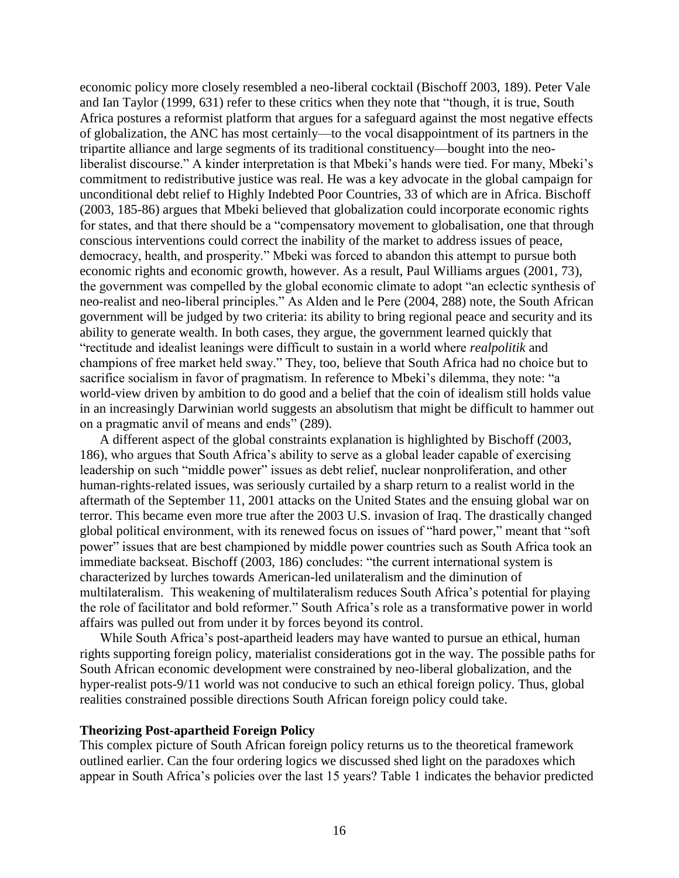economic policy more closely resembled a neo-liberal cocktail (Bischoff 2003, 189). Peter Vale and Ian Taylor (1999, 631) refer to these critics when they note that "though, it is true, South Africa postures a reformist platform that argues for a safeguard against the most negative effects of globalization, the ANC has most certainly—to the vocal disappointment of its partners in the tripartite alliance and large segments of its traditional constituency—bought into the neo-liberalist discourse." A kinder interpretation is that Mbeki's hands were tied. For many, Mbeki's commitment to redistributive justice was real. He was a key advocate in the global campaign for unconditional debt relief to Highly Indebted Poor Countries, 33 of which are in Africa. Bischoff (2003, 185-86) argues that Mbeki believed that globalization could incorporate economic rights for states, and that there should be a "compensatory movement to globalisation, one that through conscious interventions could correct the inability of the market to address issues of peace, democracy, health, and prosperity." Mbeki was forced to abandon this attempt to pursue both economic rights and economic growth, however. As a result, Paul Williams argues (2001, 73), the government was compelled by the global economic climate to adopt "an eclectic synthesis of neo-realist and neo-liberal principles." As Alden and le Pere (2004, 288) note, the South African government will be judged by two criteria: its ability to bring regional peace and security and its ability to generate wealth. In both cases, they argue, the government learned quickly that "rectitude and idealist leanings were difficult to sustain in a world where *realpolitik* and champions of free market held sway." They, too, believe that South Africa had no choice but to sacrifice socialism in favor of pragmatism. In reference to Mbeki's dilemma, they note: "a world-view driven by ambition to do good and a belief that the coin of idealism still holds value in an increasingly Darwinian world suggests an absolutism that might be difficult to hammer out on a pragmatic anvil of means and ends" (289).

A different aspect of the global constraints explanation is highlighted by Bischoff (2003, 186), who argues that South Africa's ability to serve as a global leader capable of exercising leadership on such "middle power" issues as debt relief, nuclear nonproliferation, and other human-rights-related issues, was seriously curtailed by a sharp return to a realist world in the aftermath of the September 11, 2001 attacks on the United States and the ensuing global war on terror. This became even more true after the 2003 U.S. invasion of Iraq. The drastically changed global political environment, with its renewed focus on issues of "hard power," meant that "soft power" issues that are best championed by middle power countries such as South Africa took an immediate backseat. Bischoff (2003, 186) concludes: "the current international system is characterized by lurches towards American-led unilateralism and the diminution of multilateralism. This weakening of multilateralism reduces South Africa's potential for playing the role of facilitator and bold reformer." South Africa's role as a transformative power in world affairs was pulled out from under it by forces beyond its control.

While South Africa's post-apartheid leaders may have wanted to pursue an ethical, human rights supporting foreign policy, materialist considerations got in the way. The possible paths for South African economic development were constrained by neo-liberal globalization, and the hyper-realist pots-9/11 world was not conducive to such an ethical foreign policy. Thus, global realities constrained possible directions South African foreign policy could take.

**Theorizing Post-apartheid Foreign Policy**

This complex picture of South African foreign policy returns us to the theoretical framework outlined earlier. Can the four ordering logics we discussed shed light on the paradoxes which appear in South Africa's policies over the last 15 years? Table 1 indicates the behavior predicted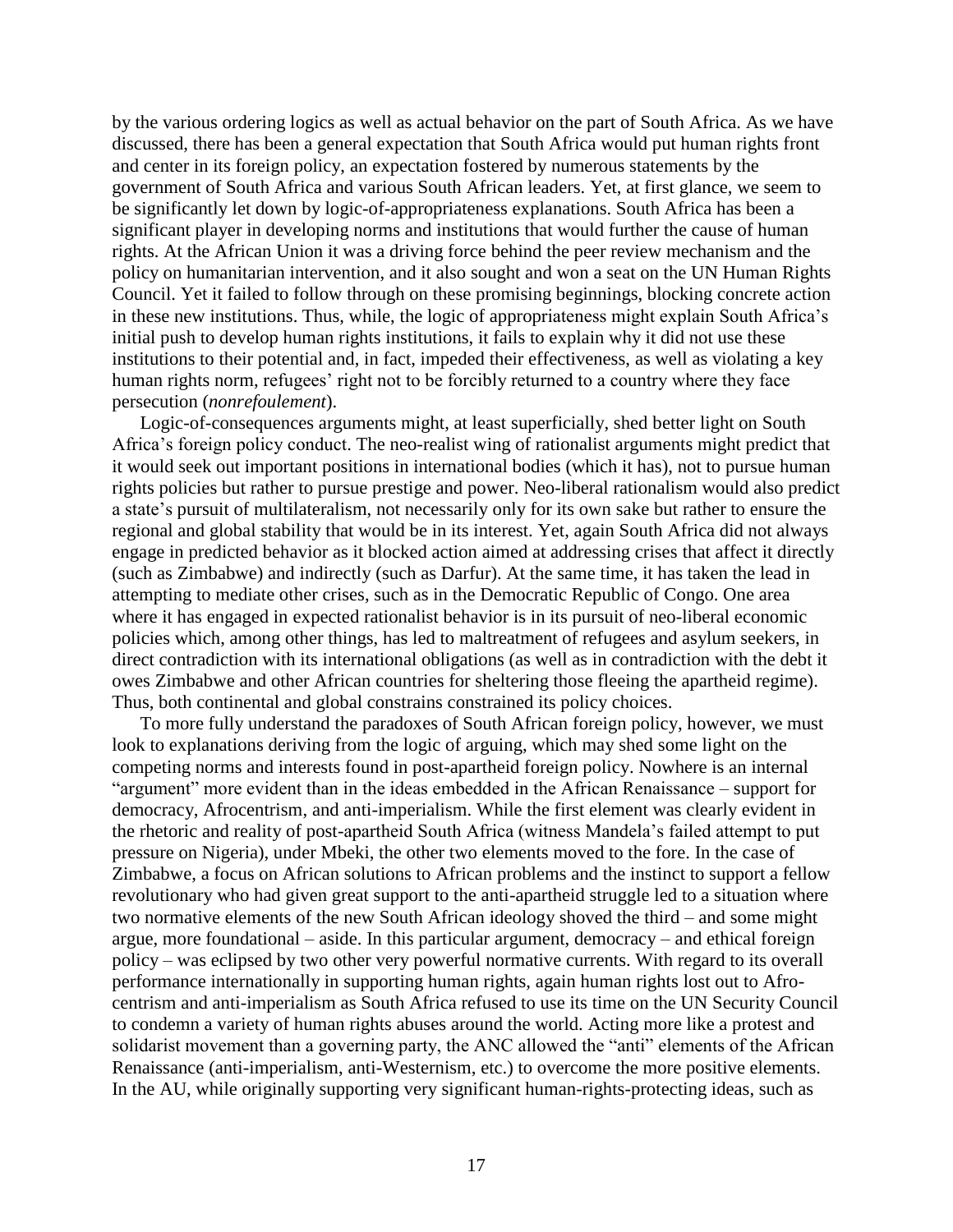by the various ordering logics as well as actual behavior on the part of South Africa. As we have discussed, there has been a general expectation that South Africa would put human rights front and center in its foreign policy, an expectation fostered by numerous statements by the government of South Africa and various South African leaders. Yet, at first glance, we seem to be significantly let down by logic-of-appropriateness explanations. South Africa has been a significant player in developing norms and institutions that would further the cause of human rights. At the African Union it was a driving force behind the peer review mechanism and the policy on humanitarian intervention, and it also sought and won a seat on the UN Human Rights Council. Yet it failed to follow through on these promising beginnings, blocking concrete action in these new institutions. Thus, while, the logic of appropriateness might explain South Africa's initial push to develop human rights institutions, it fails to explain why it did not use these institutions to their potential and, in fact, impeded their effectiveness, as well as violating a key human rights norm, refugees' right not to be forcibly returned to a country where they face persecution (*nonrefoulement*).

Logic-of-consequences arguments might, at least superficially, shed better light on South Africa's foreign policy conduct. The neo-realist wing of rationalist arguments might predict that it would seek out important positions in international bodies (which it has), not to pursue human rights policies but rather to pursue prestige and power. Neo-liberal rationalism would also predict a state's pursuit of multilateralism, not necessarily only for its own sake but rather to ensure the regional and global stability that would be in its interest. Yet, again South Africa did not always engage in predicted behavior as it blocked action aimed at addressing crises that affect it directly (such as Zimbabwe) and indirectly (such as Darfur). At the same time, it has taken the lead in attempting to mediate other crises, such as in the Democratic Republic of Congo. One area where it has engaged in expected rationalist behavior is in its pursuit of neo-liberal economic policies which, among other things, has led to maltreatment of refugees and asylum seekers, in direct contradiction with its international obligations (as well as in contradiction with the debt it owes Zimbabwe and other African countries for sheltering those fleeing the apartheid regime). Thus, both continental and global constrains constrained its policy choices.

To more fully understand the paradoxes of South African foreign policy, however, we must look to explanations deriving from the logic of arguing, which may shed some light on the competing norms and interests found in post-apartheid foreign policy. Nowhere is an internal "argument" more evident than in the ideas embedded in the African Renaissance – support for democracy, Afrocentrism, and anti-imperialism. While the first element was clearly evident in the rhetoric and reality of post-apartheid South Africa (witness Mandela's failed attempt to put pressure on Nigeria), under Mbeki, the other two elements moved to the fore. In the case of Zimbabwe, a focus on African solutions to African problems and the instinct to support a fellow revolutionary who had given great support to the anti-apartheid struggle led to a situation where two normative elements of the new South African ideology shoved the third – and some might argue, more foundational – aside. In this particular argument, democracy – and ethical foreign policy – was eclipsed by two other very powerful normative currents. With regard to its overall performance internationally in supporting human rights, again human rights lost out to Afro-centrism and anti-imperialism as South Africa refused to use its time on the UN Security Council to condemn a variety of human rights abuses around the world. Acting more like a protest and solidarist movement than a governing party, the ANC allowed the "anti" elements of the African Renaissance (anti-imperialism, anti-Westernism, etc.) to overcome the more positive elements. In the AU, while originally supporting very significant human-rights-protecting ideas, such as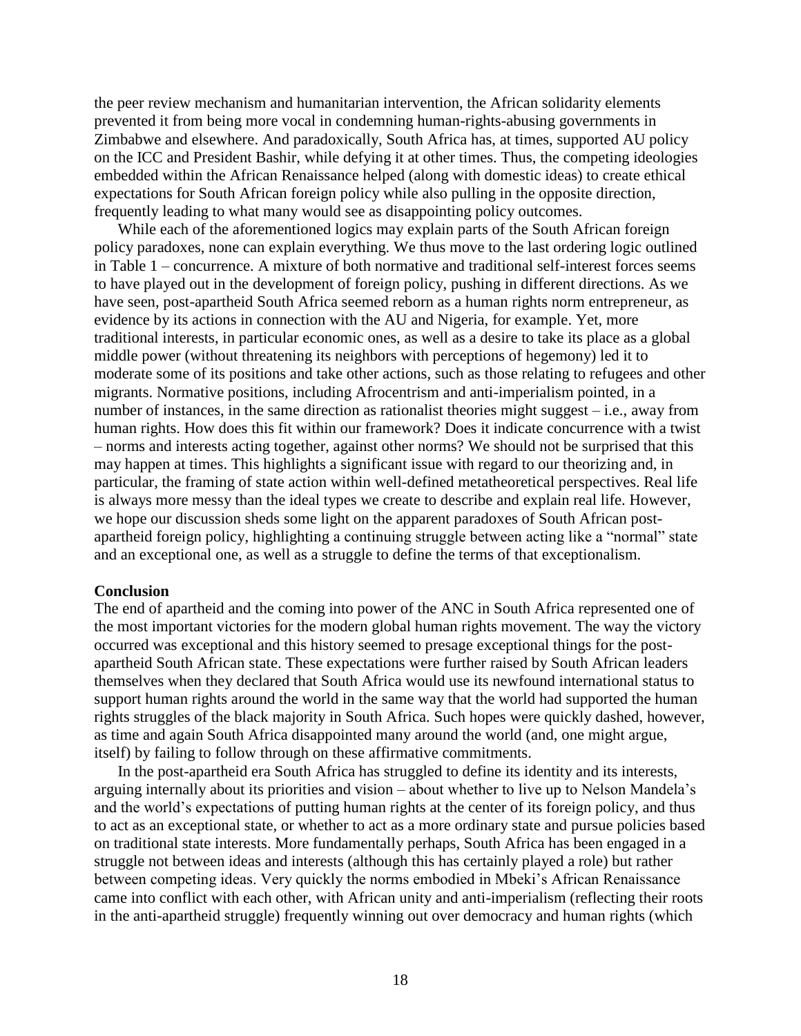the peer review mechanism and humanitarian intervention, the African solidarity elements prevented it from being more vocal in condemning human-rights-abusing governments in Zimbabwe and elsewhere. And paradoxically, South Africa has, at times, supported AU policy on the ICC and President Bashir, while defying it at other times. Thus, the competing ideologies embedded within the African Renaissance helped (along with domestic ideas) to create ethical expectations for South African foreign policy while also pulling in the opposite direction, frequently leading to what many would see as disappointing policy outcomes.

While each of the aforementioned logics may explain parts of the South African foreign policy paradoxes, none can explain everything. We thus move to the last ordering logic outlined in Table 1 – concurrence. A mixture of both normative and traditional self-interest forces seems to have played out in the development of foreign policy, pushing in different directions. As we have seen, post-apartheid South Africa seemed reborn as a human rights norm entrepreneur, as evidence by its actions in connection with the AU and Nigeria, for example. Yet, more traditional interests, in particular economic ones, as well as a desire to take its place as a global middle power (without threatening its neighbors with perceptions of hegemony) led it to moderate some of its positions and take other actions, such as those relating to refugees and other migrants. Normative positions, including Afrocentrism and anti-imperialism pointed, in a number of instances, in the same direction as rationalist theories might suggest – i.e., away from human rights. How does this fit within our framework? Does it indicate concurrence with a twist – norms and interests acting together, against other norms? We should not be surprised that this may happen at times. This highlights a significant issue with regard to our theorizing and, in particular, the framing of state action within well-defined metatheoretical perspectives. Real life is always more messy than the ideal types we create to describe and explain real life. However, we hope our discussion sheds some light on the apparent paradoxes of South African post-apartheid foreign policy, highlighting a continuing struggle between acting like a "normal" state and an exceptional one, as well as a struggle to define the terms of that exceptionalism.

## Conclusion

The end of apartheid and the coming into power of the ANC in South Africa represented one of the most important victories for the modern global human rights movement. The way the victory occurred was exceptional and this history seemed to presage exceptional things for the post-apartheid South African state. These expectations were further raised by South African leaders themselves when they declared that South Africa would use its newfound international status to support human rights around the world in the same way that the world had supported the human rights struggles of the black majority in South Africa. Such hopes were quickly dashed, however, as time and again South Africa disappointed many around the world (and, one might argue, itself) by failing to follow through on these affirmative commitments.

In the post-apartheid era South Africa has struggled to define its identity and its interests, arguing internally about its priorities and vision – about whether to live up to Nelson Mandela's and the world's expectations of putting human rights at the center of its foreign policy, and thus to act as an exceptional state, or whether to act as a more ordinary state and pursue policies based on traditional state interests. More fundamentally perhaps, South Africa has been engaged in a struggle not between ideas and interests (although this has certainly played a role) but rather between competing ideas. Very quickly the norms embodied in Mbeki's African Renaissance came into conflict with each other, with African unity and anti-imperialism (reflecting their roots in the anti-apartheid struggle) frequently winning out over democracy and human rights (which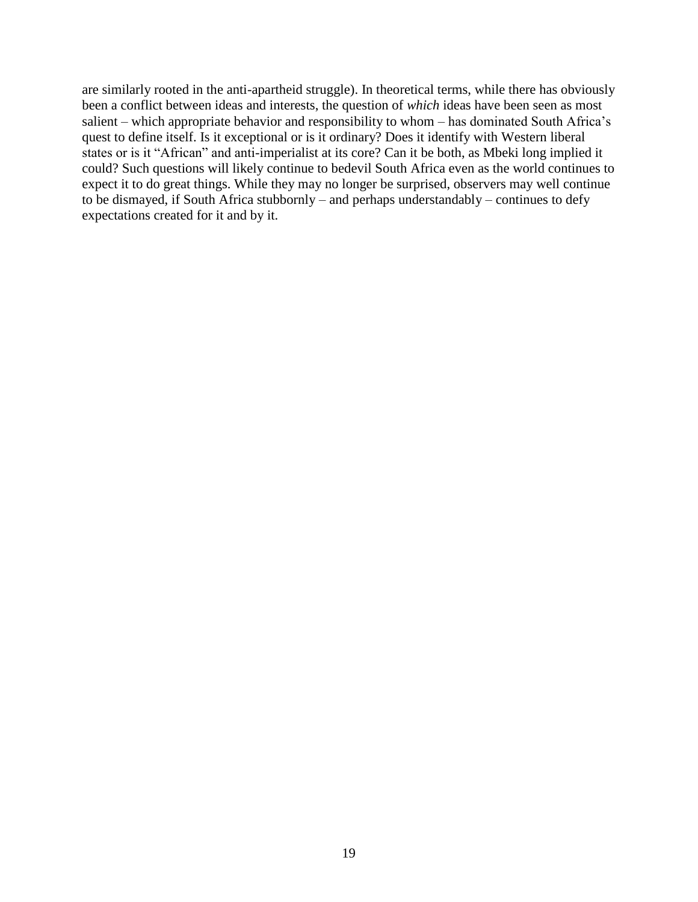are similarly rooted in the anti-apartheid struggle). In theoretical terms, while there has obviously been a conflict between ideas and interests, the question of *which* ideas have been seen as most salient – which appropriate behavior and responsibility to whom – has dominated South Africa's quest to define itself. Is it exceptional or is it ordinary? Does it identify with Western liberal states or is it "African" and anti-imperialist at its core? Can it be both, as Mbeki long implied it could? Such questions will likely continue to bedevil South Africa even as the world continues to expect it to do great things. While they may no longer be surprised, observers may well continue to be dismayed, if South Africa stubbornly – and perhaps understandably – continues to defy expectations created for it and by it.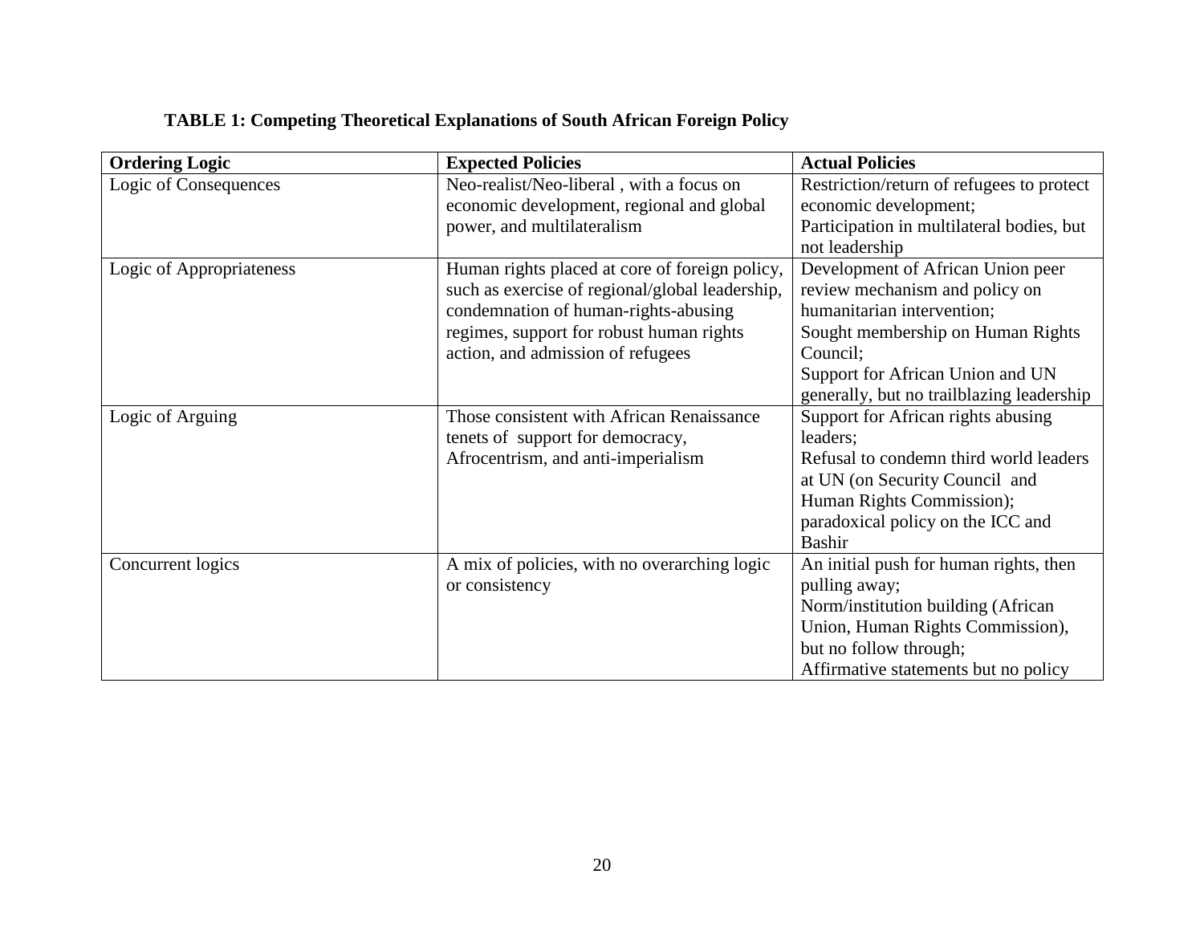**TABLE 1: Competing Theoretical Explanations of South African Foreign Policy**

| Ordering Logic | Expected Policies | Actual Policies |
|---|---|---|
| Logic of Consequences | Neo-realist/Neo-liberal , with a focus on economic development, regional and global power, and multilateralism | Restriction/return of refugees to protect economic development; Participation in multilateral bodies, but not leadership |
| Logic of Appropriateness | Human rights placed at core of foreign policy, such as exercise of regional/global leadership, condemnation of human-rights-abusing regimes, support for robust human rights action, and admission of refugees | Development of African Union peer review mechanism and policy on humanitarian intervention; Sought membership on Human Rights Council; Support for African Union and UN generally, but no trailblazing leadership |
| Logic of Arguing | Those consistent with African Renaissance tenets of support for democracy, Afrocentrism, and anti-imperialism | Support for African rights abusing leaders; Refusal to condemn third world leaders at UN (on Security Council and Human Rights Commission); paradoxical policy on the ICC and Bashir |
| Concurrent logics | A mix of policies, with no overarching logic or consistency | An initial push for human rights, then pulling away; Norm/institution building (African Union, Human Rights Commission), but no follow through; Affirmative statements but no policy |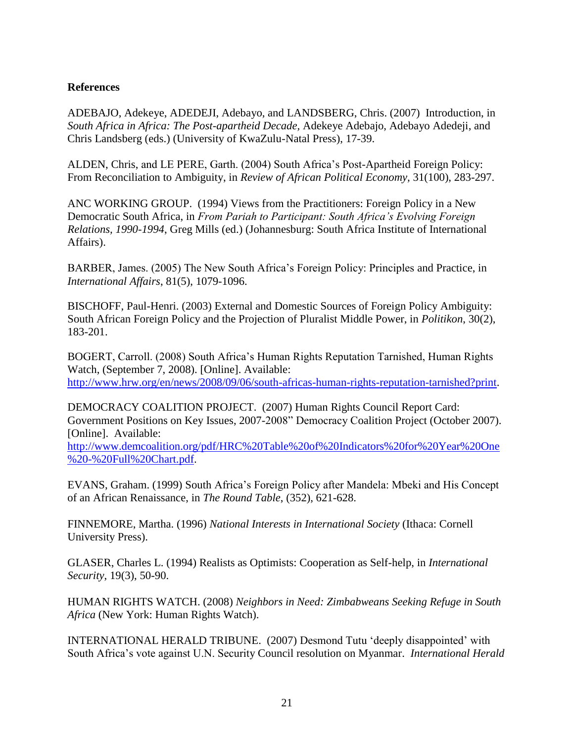**References**

ADEBAJO, Adekeye, ADEDEJI, Adebayo, and LANDSBERG, Chris. (2007) Introduction, in *South Africa in Africa: The Post-apartheid Decade*, Adekeye Adebajo, Adebayo Adedeji, and Chris Landsberg (eds.) (University of KwaZulu-Natal Press), 17-39.

ALDEN, Chris, and LE PERE, Garth. (2004) South Africa's Post-Apartheid Foreign Policy: From Reconciliation to Ambiguity, in *Review of African Political Economy*, 31(100), 283-297.

ANC WORKING GROUP. (1994) Views from the Practitioners: Foreign Policy in a New Democratic South Africa, in *From Pariah to Participant: South Africa's Evolving Foreign Relations, 1990-1994*, Greg Mills (ed.) (Johannesburg: South Africa Institute of International Affairs).

BARBER, James. (2005) The New South Africa's Foreign Policy: Principles and Practice, in *International Affairs*, 81(5), 1079-1096.

BISCHOFF, Paul-Henri. (2003) External and Domestic Sources of Foreign Policy Ambiguity: South African Foreign Policy and the Projection of Pluralist Middle Power, in *Politikon*, 30(2), 183-201.

BOGERT, Carroll. (2008) South Africa's Human Rights Reputation Tarnished, Human Rights Watch, (September 7, 2008). [Online]. Available: http://www.hrw.org/en/news/2008/09/06/south-africas-human-rights-reputation-tarnished?print.

DEMOCRACY COALITION PROJECT. (2007) Human Rights Council Report Card: Government Positions on Key Issues, 2007-2008" Democracy Coalition Project (October 2007). [Online]. Available: http://www.demcoalition.org/pdf/HRC%20Table%20of%20Indicators%20for%20Year%20One%20-%20Full%20Chart.pdf.

EVANS, Graham. (1999) South Africa's Foreign Policy after Mandela: Mbeki and His Concept of an African Renaissance, in *The Round Table*, (352), 621-628.

FINNEMORE, Martha. (1996) *National Interests in International Society* (Ithaca: Cornell University Press).

GLASER, Charles L. (1994) Realists as Optimists: Cooperation as Self-help, in *International Security*, 19(3), 50-90.

HUMAN RIGHTS WATCH. (2008) *Neighbors in Need: Zimbabweans Seeking Refuge in South Africa* (New York: Human Rights Watch).

INTERNATIONAL HERALD TRIBUNE. (2007) Desmond Tutu 'deeply disappointed' with South Africa's vote against U.N. Security Council resolution on Myanmar. *International Herald*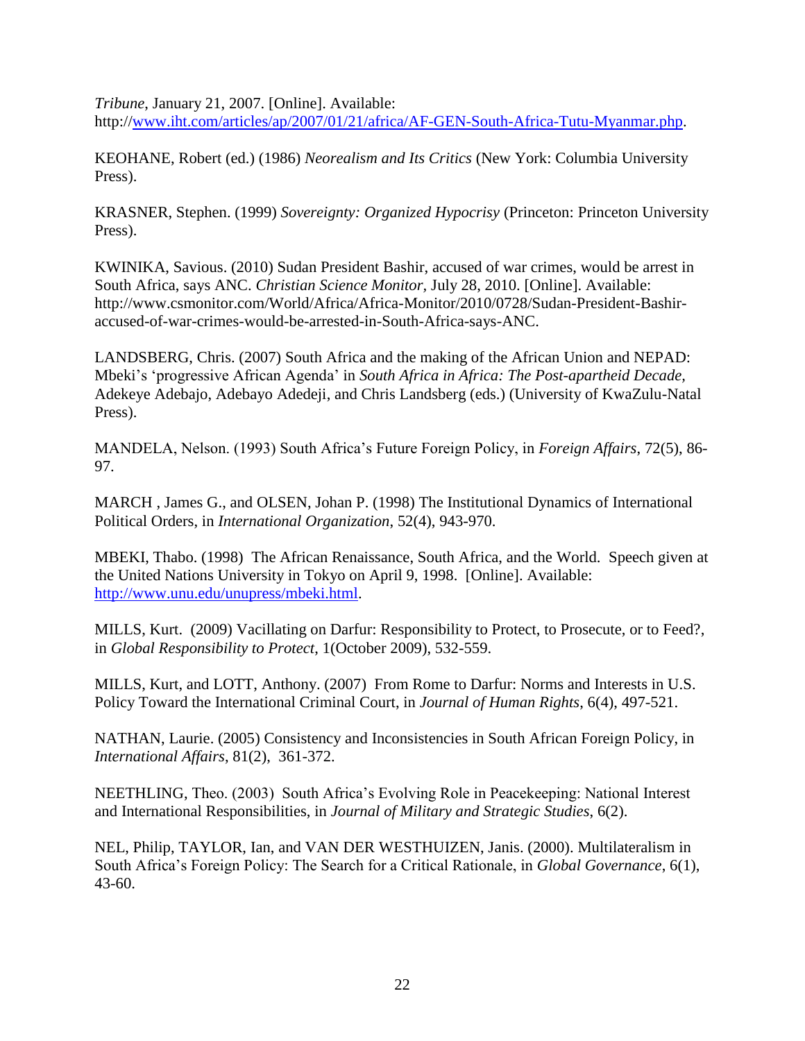*Tribune*, January 21, 2007. [Online]. Available: http://www.iht.com/articles/ap/2007/01/21/africa/AF-GEN-South-Africa-Tutu-Myanmar.php.

KEOHANE, Robert (ed.) (1986) *Neorealism and Its Critics* (New York: Columbia University Press).

KRASNER, Stephen. (1999) *Sovereignty: Organized Hypocrisy* (Princeton: Princeton University Press).

KWINIKA, Savious. (2010) Sudan President Bashir, accused of war crimes, would be arrest in South Africa, says ANC. *Christian Science Monitor*, July 28, 2010. [Online]. Available: http://www.csmonitor.com/World/Africa/Africa-Monitor/2010/0728/Sudan-President-Bashir-accused-of-war-crimes-would-be-arrested-in-South-Africa-says-ANC.

LANDSBERG, Chris. (2007) South Africa and the making of the African Union and NEPAD: Mbeki's 'progressive African Agenda' in *South Africa in Africa: The Post-apartheid Decade*, Adekeye Adebajo, Adebayo Adedeji, and Chris Landsberg (eds.) (University of KwaZulu-Natal Press).

MANDELA, Nelson. (1993) South Africa's Future Foreign Policy, in *Foreign Affairs*, 72(5), 86-97.

MARCH , James G., and OLSEN, Johan P. (1998) The Institutional Dynamics of International Political Orders, in *International Organization*, 52(4), 943-970.

MBEKI, Thabo. (1998) The African Renaissance, South Africa, and the World. Speech given at the United Nations University in Tokyo on April 9, 1998. [Online]. Available: http://www.unu.edu/unupress/mbeki.html.

MILLS, Kurt. (2009) Vacillating on Darfur: Responsibility to Protect, to Prosecute, or to Feed?, in *Global Responsibility to Protect*, 1(October 2009), 532-559.

MILLS, Kurt, and LOTT, Anthony. (2007) From Rome to Darfur: Norms and Interests in U.S. Policy Toward the International Criminal Court, in *Journal of Human Rights*, 6(4), 497-521.

NATHAN, Laurie. (2005) Consistency and Inconsistencies in South African Foreign Policy, in *International Affairs*, 81(2), 361-372.

NEETHLING, Theo. (2003) South Africa's Evolving Role in Peacekeeping: National Interest and International Responsibilities, in *Journal of Military and Strategic Studies*, 6(2).

NEL, Philip, TAYLOR, Ian, and VAN DER WESTHUIZEN, Janis. (2000). Multilateralism in South Africa's Foreign Policy: The Search for a Critical Rationale, in *Global Governance*, 6(1), 43-60.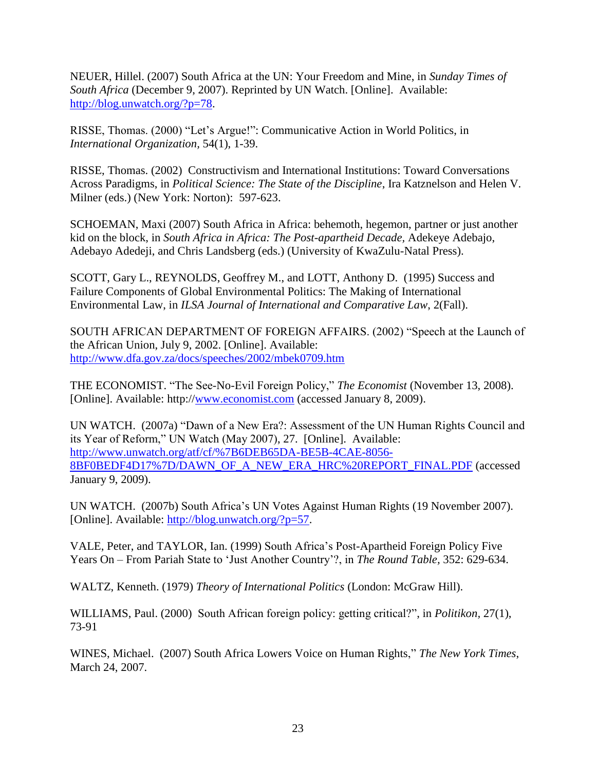NEUER, Hillel. (2007) South Africa at the UN: Your Freedom and Mine, in *Sunday Times of South Africa* (December 9, 2007). Reprinted by UN Watch. [Online]. Available: http://blog.unwatch.org/?p=78.

RISSE, Thomas. (2000) "Let's Argue!": Communicative Action in World Politics, in *International Organization*, 54(1), 1-39.

RISSE, Thomas. (2002) Constructivism and International Institutions: Toward Conversations Across Paradigms, in *Political Science: The State of the Discipline*, Ira Katznelson and Helen V. Milner (eds.) (New York: Norton): 597-623.

SCHOEMAN, Maxi (2007) South Africa in Africa: behemoth, hegemon, partner or just another kid on the block, in *South Africa in Africa: The Post-apartheid Decade*, Adekeye Adebajo, Adebayo Adedeji, and Chris Landsberg (eds.) (University of KwaZulu-Natal Press).

SCOTT, Gary L., REYNOLDS, Geoffrey M., and LOTT, Anthony D. (1995) Success and Failure Components of Global Environmental Politics: The Making of International Environmental Law, in *ILSA Journal of International and Comparative Law*, 2(Fall).

SOUTH AFRICAN DEPARTMENT OF FOREIGN AFFAIRS. (2002) "Speech at the Launch of the African Union, July 9, 2002. [Online]. Available: http://www.dfa.gov.za/docs/speeches/2002/mbek0709.htm

THE ECONOMIST. "The See-No-Evil Foreign Policy," *The Economist* (November 13, 2008). [Online]. Available: http://www.economist.com (accessed January 8, 2009).

UN WATCH. (2007a) "Dawn of a New Era?: Assessment of the UN Human Rights Council and its Year of Reform," UN Watch (May 2007), 27. [Online]. Available: http://www.unwatch.org/atf/cf/%7B6DEB65DA-BE5B-4CAE-8056-8BF0BEDF4D17%7D/DAWN_OF_A_NEW_ERA_HRC%20REPORT_FINAL.PDF (accessed January 9, 2009).

UN WATCH. (2007b) South Africa's UN Votes Against Human Rights (19 November 2007). [Online]. Available: http://blog.unwatch.org/?p=57.

VALE, Peter, and TAYLOR, Ian. (1999) South Africa's Post-Apartheid Foreign Policy Five Years On – From Pariah State to 'Just Another Country'?, in *The Round Table*, 352: 629-634.

WALTZ, Kenneth. (1979) *Theory of International Politics* (London: McGraw Hill).

WILLIAMS, Paul. (2000) South African foreign policy: getting critical?", in *Politikon*, 27(1), 73-91

WINES, Michael. (2007) South Africa Lowers Voice on Human Rights," *The New York Times*, March 24, 2007.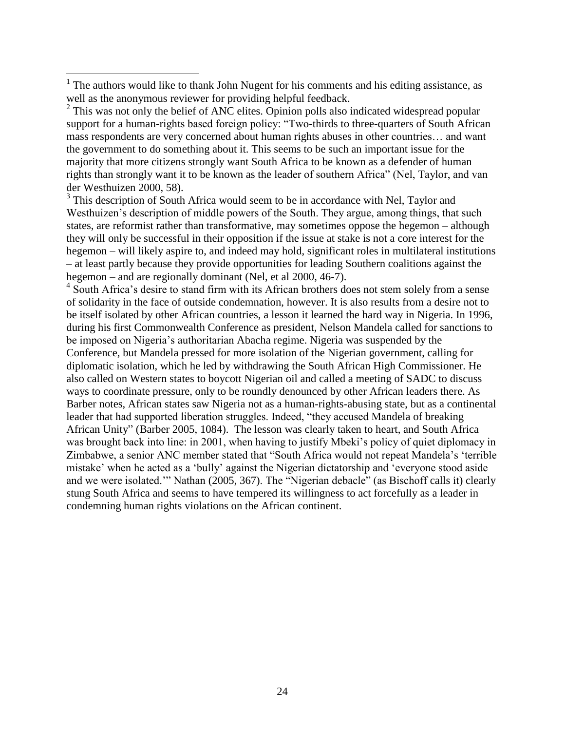[1] The authors would like to thank John Nugent for his comments and his editing assistance, as well as the anonymous reviewer for providing helpful feedback.

[2] This was not only the belief of ANC elites. Opinion polls also indicated widespread popular support for a human-rights based foreign policy: "Two-thirds to three-quarters of South African mass respondents are very concerned about human rights abuses in other countries… and want the government to do something about it. This seems to be such an important issue for the majority that more citizens strongly want South Africa to be known as a defender of human rights than strongly want it to be known as the leader of southern Africa" (Nel, Taylor, and van der Westhuizen 2000, 58).

[3] This description of South Africa would seem to be in accordance with Nel, Taylor and Westhuizen's description of middle powers of the South. They argue, among things, that such states, are reformist rather than transformative, may sometimes oppose the hegemon – although they will only be successful in their opposition if the issue at stake is not a core interest for the hegemon – will likely aspire to, and indeed may hold, significant roles in multilateral institutions – at least partly because they provide opportunities for leading Southern coalitions against the hegemon – and are regionally dominant (Nel, et al 2000, 46-7).

[4] South Africa's desire to stand firm with its African brothers does not stem solely from a sense of solidarity in the face of outside condemnation, however. It is also results from a desire not to be itself isolated by other African countries, a lesson it learned the hard way in Nigeria. In 1996, during his first Commonwealth Conference as president, Nelson Mandela called for sanctions to be imposed on Nigeria's authoritarian Abacha regime. Nigeria was suspended by the Conference, but Mandela pressed for more isolation of the Nigerian government, calling for diplomatic isolation, which he led by withdrawing the South African High Commissioner. He also called on Western states to boycott Nigerian oil and called a meeting of SADC to discuss ways to coordinate pressure, only to be roundly denounced by other African leaders there. As Barber notes, African states saw Nigeria not as a human-rights-abusing state, but as a continental leader that had supported liberation struggles. Indeed, "they accused Mandela of breaking African Unity" (Barber 2005, 1084). The lesson was clearly taken to heart, and South Africa was brought back into line: in 2001, when having to justify Mbeki's policy of quiet diplomacy in Zimbabwe, a senior ANC member stated that "South Africa would not repeat Mandela's 'terrible mistake' when he acted as a 'bully' against the Nigerian dictatorship and 'everyone stood aside and we were isolated.'" Nathan (2005, 367). The "Nigerian debacle" (as Bischoff calls it) clearly stung South Africa and seems to have tempered its willingness to act forcefully as a leader in condemning human rights violations on the African continent.